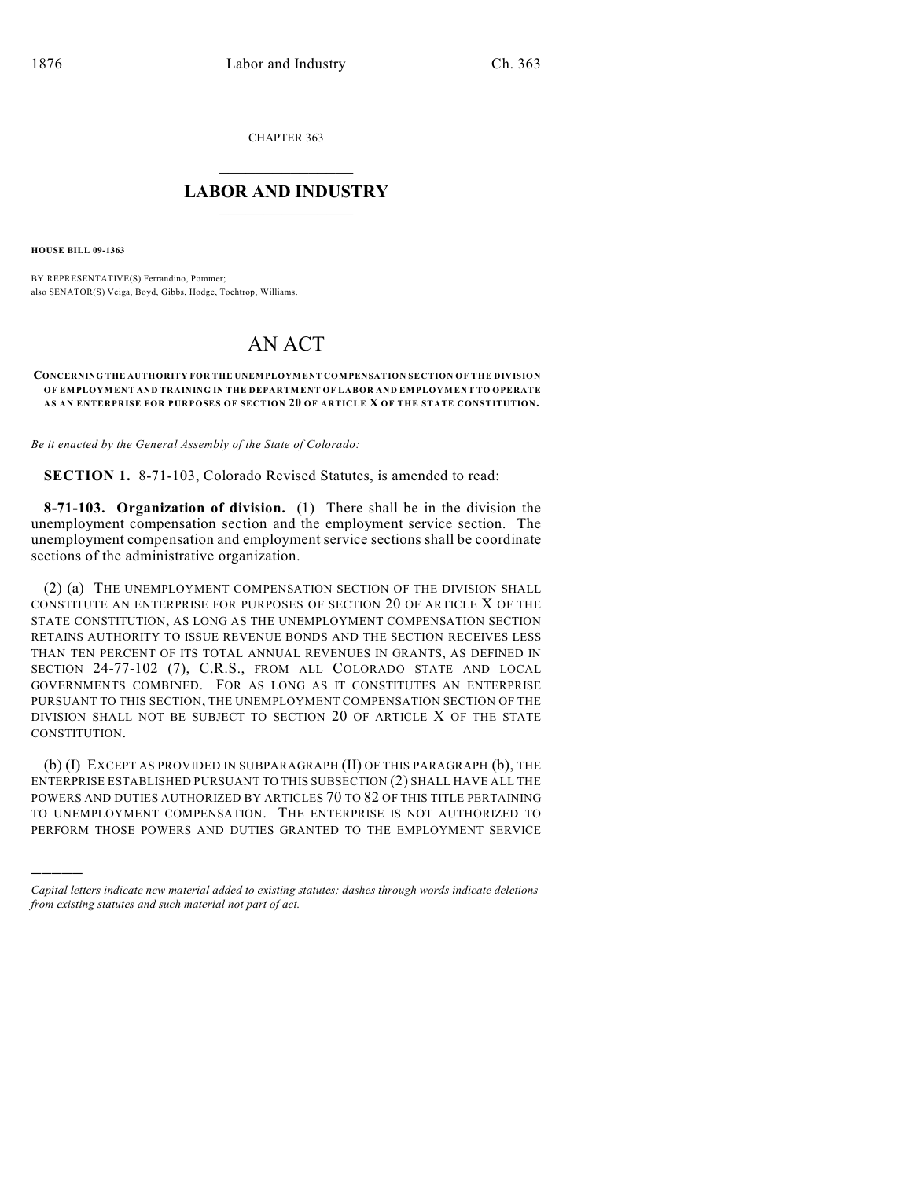CHAPTER 363

## LABOR AND INDUSTRY

**HOUSE BILL 09-1363**

BY REPRESENTATIVE(S) Ferrandino, Pommer;
also SENATOR(S) Veiga, Boyd, Gibbs, Hodge, Tochtrop, Williams.

# AN ACT

**CONCERNING THE AUTHORITY FOR THE UNEMPLOYMENT COMPENSATION SECTION OF THE DIVISION OF EMPLOYMENT AND TRAINING IN THE DEPARTMENT OF LABOR AND EMPLOYMENT TO OPERATE AS AN ENTERPRISE FOR PURPOSES OF SECTION 20 OF ARTICLE X OF THE STATE CONSTITUTION.**

*Be it enacted by the General Assembly of the State of Colorado:*

**SECTION 1.** 8-71-103, Colorado Revised Statutes, is amended to read:

**8-71-103. Organization of division.** (1) There shall be in the division the unemployment compensation section and the employment service section. The unemployment compensation and employment service sections shall be coordinate sections of the administrative organization.

(2) (a) THE UNEMPLOYMENT COMPENSATION SECTION OF THE DIVISION SHALL CONSTITUTE AN ENTERPRISE FOR PURPOSES OF SECTION 20 OF ARTICLE X OF THE STATE CONSTITUTION, AS LONG AS THE UNEMPLOYMENT COMPENSATION SECTION RETAINS AUTHORITY TO ISSUE REVENUE BONDS AND THE SECTION RECEIVES LESS THAN TEN PERCENT OF ITS TOTAL ANNUAL REVENUES IN GRANTS, AS DEFINED IN SECTION 24-77-102 (7), C.R.S., FROM ALL COLORADO STATE AND LOCAL GOVERNMENTS COMBINED. FOR AS LONG AS IT CONSTITUTES AN ENTERPRISE PURSUANT TO THIS SECTION, THE UNEMPLOYMENT COMPENSATION SECTION OF THE DIVISION SHALL NOT BE SUBJECT TO SECTION 20 OF ARTICLE X OF THE STATE CONSTITUTION.

(b) (I) EXCEPT AS PROVIDED IN SUBPARAGRAPH (II) OF THIS PARAGRAPH (b), THE ENTERPRISE ESTABLISHED PURSUANT TO THIS SUBSECTION (2) SHALL HAVE ALL THE POWERS AND DUTIES AUTHORIZED BY ARTICLES 70 TO 82 OF THIS TITLE PERTAINING TO UNEMPLOYMENT COMPENSATION. THE ENTERPRISE IS NOT AUTHORIZED TO PERFORM THOSE POWERS AND DUTIES GRANTED TO THE EMPLOYMENT SERVICE

*Capital letters indicate new material added to existing statutes; dashes through words indicate deletions from existing statutes and such material not part of act.*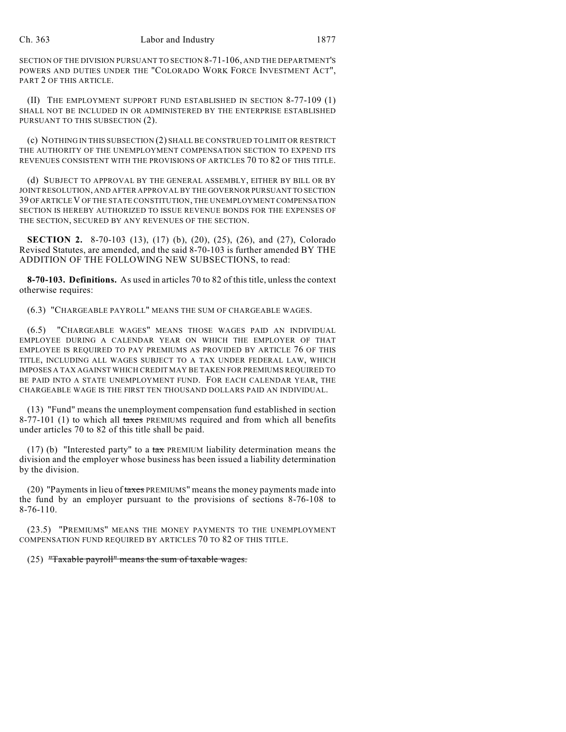SECTION OF THE DIVISION PURSUANT TO SECTION 8-71-106, AND THE DEPARTMENT'S POWERS AND DUTIES UNDER THE "COLORADO WORK FORCE INVESTMENT ACT", PART 2 OF THIS ARTICLE.

(II) THE EMPLOYMENT SUPPORT FUND ESTABLISHED IN SECTION 8-77-109 (1) SHALL NOT BE INCLUDED IN OR ADMINISTERED BY THE ENTERPRISE ESTABLISHED PURSUANT TO THIS SUBSECTION (2).

(c) NOTHING IN THIS SUBSECTION (2) SHALL BE CONSTRUED TO LIMIT OR RESTRICT THE AUTHORITY OF THE UNEMPLOYMENT COMPENSATION SECTION TO EXPEND ITS REVENUES CONSISTENT WITH THE PROVISIONS OF ARTICLES 70 TO 82 OF THIS TITLE.

(d) SUBJECT TO APPROVAL BY THE GENERAL ASSEMBLY, EITHER BY BILL OR BY JOINT RESOLUTION, AND AFTER APPROVAL BY THE GOVERNOR PURSUANT TO SECTION 39 OF ARTICLE V OF THE STATE CONSTITUTION, THE UNEMPLOYMENT COMPENSATION SECTION IS HEREBY AUTHORIZED TO ISSUE REVENUE BONDS FOR THE EXPENSES OF THE SECTION, SECURED BY ANY REVENUES OF THE SECTION.

**SECTION 2.** 8-70-103 (13), (17) (b), (20), (25), (26), and (27), Colorado Revised Statutes, are amended, and the said 8-70-103 is further amended BY THE ADDITION OF THE FOLLOWING NEW SUBSECTIONS, to read:

**8-70-103. Definitions.** As used in articles 70 to 82 of this title, unless the context otherwise requires:

(6.3) "CHARGEABLE PAYROLL" MEANS THE SUM OF CHARGEABLE WAGES.

(6.5) "CHARGEABLE WAGES" MEANS THOSE WAGES PAID AN INDIVIDUAL EMPLOYEE DURING A CALENDAR YEAR ON WHICH THE EMPLOYER OF THAT EMPLOYEE IS REQUIRED TO PAY PREMIUMS AS PROVIDED BY ARTICLE 76 OF THIS TITLE, INCLUDING ALL WAGES SUBJECT TO A TAX UNDER FEDERAL LAW, WHICH IMPOSES A TAX AGAINST WHICH CREDIT MAY BE TAKEN FOR PREMIUMS REQUIRED TO BE PAID INTO A STATE UNEMPLOYMENT FUND. FOR EACH CALENDAR YEAR, THE CHARGEABLE WAGE IS THE FIRST TEN THOUSAND DOLLARS PAID AN INDIVIDUAL.

(13) "Fund" means the unemployment compensation fund established in section 8-77-101 (1) to which all ~~taxes~~ PREMIUMS required and from which all benefits under articles 70 to 82 of this title shall be paid.

(17) (b) "Interested party" to a ~~tax~~ PREMIUM liability determination means the division and the employer whose business has been issued a liability determination by the division.

(20) "Payments in lieu of ~~taxes~~ PREMIUMS" means the money payments made into the fund by an employer pursuant to the provisions of sections 8-76-108 to 8-76-110.

(23.5) "PREMIUMS" MEANS THE MONEY PAYMENTS TO THE UNEMPLOYMENT COMPENSATION FUND REQUIRED BY ARTICLES 70 TO 82 OF THIS TITLE.

(25) ~~"Taxable payroll" means the sum of taxable wages.~~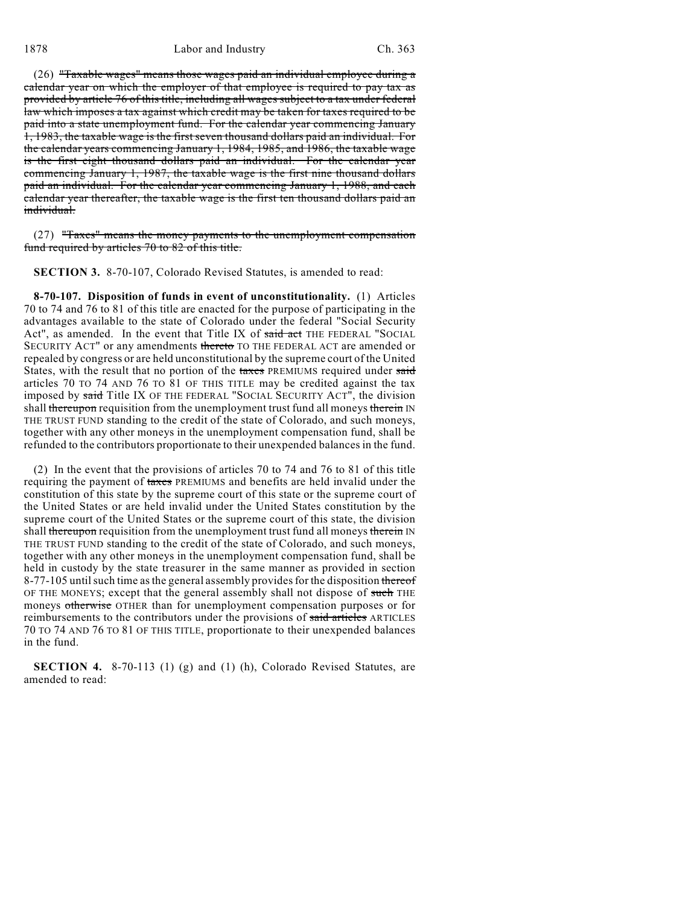(26) ~~"Taxable wages" means those wages paid an individual employee during a calendar year on which the employer of that employee is required to pay tax as provided by article 76 of this title, including all wages subject to a tax under federal law which imposes a tax against which credit may be taken for taxes required to be paid into a state unemployment fund. For the calendar year commencing January 1, 1983, the taxable wage is the first seven thousand dollars paid an individual. For the calendar years commencing January 1, 1984, 1985, and 1986, the taxable wage is the first eight thousand dollars paid an individual. For the calendar year commencing January 1, 1987, the taxable wage is the first nine thousand dollars paid an individual. For the calendar year commencing January 1, 1988, and each calendar year thereafter, the taxable wage is the first ten thousand dollars paid an individual.~~

(27) ~~"Taxes" means the money payments to the unemployment compensation fund required by articles 70 to 82 of this title.~~

**SECTION 3.** 8-70-107, Colorado Revised Statutes, is amended to read:

**8-70-107. Disposition of funds in event of unconstitutionality.** (1) Articles 70 to 74 and 76 to 81 of this title are enacted for the purpose of participating in the advantages available to the state of Colorado under the federal "Social Security Act", as amended. In the event that Title IX of ~~said act~~ THE FEDERAL "SOCIAL SECURITY ACT" or any amendments ~~thereto~~ TO THE FEDERAL ACT are amended or repealed by congress or are held unconstitutional by the supreme court of the United States, with the result that no portion of the ~~taxes~~ PREMIUMS required under ~~said~~ articles 70 TO 74 AND 76 TO 81 OF THIS TITLE may be credited against the tax imposed by ~~said~~ Title IX OF THE FEDERAL "SOCIAL SECURITY ACT", the division shall ~~thereupon~~ requisition from the unemployment trust fund all moneys ~~therein~~ IN THE TRUST FUND standing to the credit of the state of Colorado, and such moneys, together with any other moneys in the unemployment compensation fund, shall be refunded to the contributors proportionate to their unexpended balances in the fund.

(2) In the event that the provisions of articles 70 to 74 and 76 to 81 of this title requiring the payment of ~~taxes~~ PREMIUMS and benefits are held invalid under the constitution of this state by the supreme court of this state or the supreme court of the United States or are held invalid under the United States constitution by the supreme court of the United States or the supreme court of this state, the division shall ~~thereupon~~ requisition from the unemployment trust fund all moneys ~~therein~~ IN THE TRUST FUND standing to the credit of the state of Colorado, and such moneys, together with any other moneys in the unemployment compensation fund, shall be held in custody by the state treasurer in the same manner as provided in section 8-77-105 until such time as the general assembly provides for the disposition ~~thereof~~ OF THE MONEYS; except that the general assembly shall not dispose of ~~such~~ THE moneys ~~otherwise~~ OTHER than for unemployment compensation purposes or for reimbursements to the contributors under the provisions of ~~said articles~~ ARTICLES 70 TO 74 AND 76 TO 81 OF THIS TITLE, proportionate to their unexpended balances in the fund.

**SECTION 4.** 8-70-113 (1) (g) and (1) (h), Colorado Revised Statutes, are amended to read: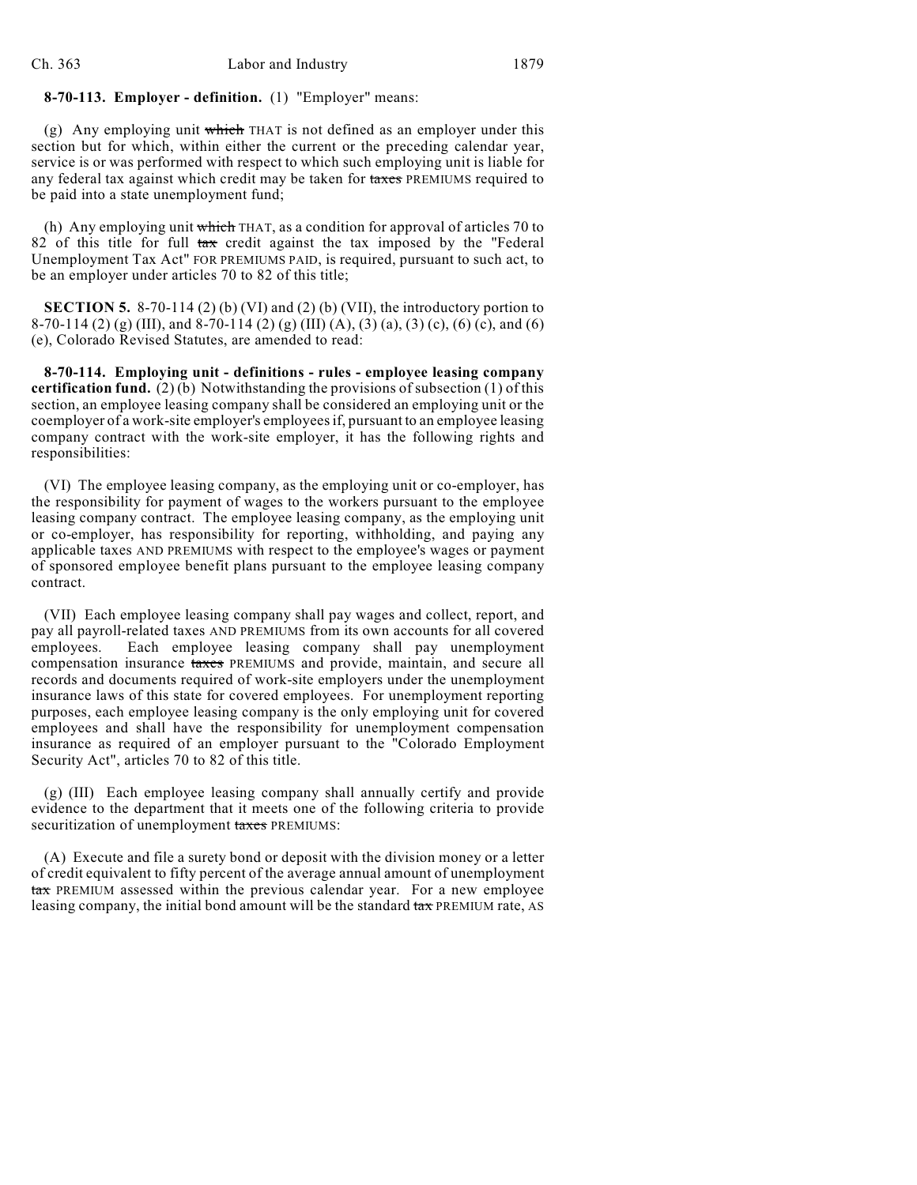**8-70-113. Employer - definition.** (1) "Employer" means:

(g) Any employing unit ~~which~~ THAT is not defined as an employer under this section but for which, within either the current or the preceding calendar year, service is or was performed with respect to which such employing unit is liable for any federal tax against which credit may be taken for ~~taxes~~ PREMIUMS required to be paid into a state unemployment fund;

(h) Any employing unit ~~which~~ THAT, as a condition for approval of articles 70 to 82 of this title for full ~~tax~~ credit against the tax imposed by the "Federal Unemployment Tax Act" FOR PREMIUMS PAID, is required, pursuant to such act, to be an employer under articles 70 to 82 of this title;

**SECTION 5.** 8-70-114 (2) (b) (VI) and (2) (b) (VII), the introductory portion to 8-70-114 (2) (g) (III), and 8-70-114 (2) (g) (III) (A), (3) (a), (3) (c), (6) (c), and (6) (e), Colorado Revised Statutes, are amended to read:

**8-70-114. Employing unit - definitions - rules - employee leasing company certification fund.** (2) (b) Notwithstanding the provisions of subsection (1) of this section, an employee leasing company shall be considered an employing unit or the coemployer of a work-site employer's employees if, pursuant to an employee leasing company contract with the work-site employer, it has the following rights and responsibilities:

(VI) The employee leasing company, as the employing unit or co-employer, has the responsibility for payment of wages to the workers pursuant to the employee leasing company contract. The employee leasing company, as the employing unit or co-employer, has responsibility for reporting, withholding, and paying any applicable taxes AND PREMIUMS with respect to the employee's wages or payment of sponsored employee benefit plans pursuant to the employee leasing company contract.

(VII) Each employee leasing company shall pay wages and collect, report, and pay all payroll-related taxes AND PREMIUMS from its own accounts for all covered employees. Each employee leasing company shall pay unemployment compensation insurance ~~taxes~~ PREMIUMS and provide, maintain, and secure all records and documents required of work-site employers under the unemployment insurance laws of this state for covered employees. For unemployment reporting purposes, each employee leasing company is the only employing unit for covered employees and shall have the responsibility for unemployment compensation insurance as required of an employer pursuant to the "Colorado Employment Security Act", articles 70 to 82 of this title.

(g) (III) Each employee leasing company shall annually certify and provide evidence to the department that it meets one of the following criteria to provide securitization of unemployment ~~taxes~~ PREMIUMS:

(A) Execute and file a surety bond or deposit with the division money or a letter of credit equivalent to fifty percent of the average annual amount of unemployment ~~tax~~ PREMIUM assessed within the previous calendar year. For a new employee leasing company, the initial bond amount will be the standard ~~tax~~ PREMIUM rate, AS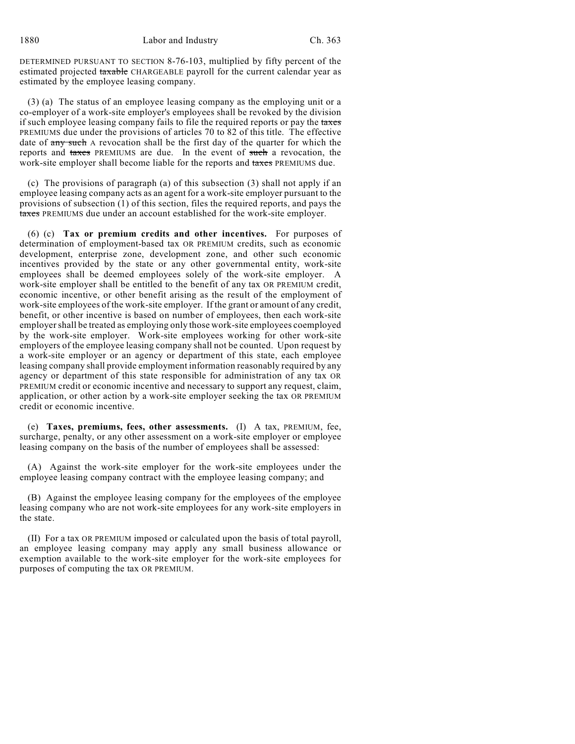DETERMINED PURSUANT TO SECTION 8-76-103, multiplied by fifty percent of the estimated projected ~~taxable~~ CHARGEABLE payroll for the current calendar year as estimated by the employee leasing company.

(3) (a) The status of an employee leasing company as the employing unit or a co-employer of a work-site employer's employees shall be revoked by the division if such employee leasing company fails to file the required reports or pay the ~~taxes~~ PREMIUMS due under the provisions of articles 70 to 82 of this title. The effective date of ~~any such~~ A revocation shall be the first day of the quarter for which the reports and ~~taxes~~ PREMIUMS are due. In the event of ~~such~~ a revocation, the work-site employer shall become liable for the reports and ~~taxes~~ PREMIUMS due.

(c) The provisions of paragraph (a) of this subsection (3) shall not apply if an employee leasing company acts as an agent for a work-site employer pursuant to the provisions of subsection (1) of this section, files the required reports, and pays the ~~taxes~~ PREMIUMS due under an account established for the work-site employer.

(6) (c) **Tax or premium credits and other incentives.** For purposes of determination of employment-based tax OR PREMIUM credits, such as economic development, enterprise zone, development zone, and other such economic incentives provided by the state or any other governmental entity, work-site employees shall be deemed employees solely of the work-site employer. A work-site employer shall be entitled to the benefit of any tax OR PREMIUM credit, economic incentive, or other benefit arising as the result of the employment of work-site employees of the work-site employer. If the grant or amount of any credit, benefit, or other incentive is based on number of employees, then each work-site employer shall be treated as employing only those work-site employees coemployed by the work-site employer. Work-site employees working for other work-site employers of the employee leasing company shall not be counted. Upon request by a work-site employer or an agency or department of this state, each employee leasing company shall provide employment information reasonably required by any agency or department of this state responsible for administration of any tax OR PREMIUM credit or economic incentive and necessary to support any request, claim, application, or other action by a work-site employer seeking the tax OR PREMIUM credit or economic incentive.

(e) **Taxes, premiums, fees, other assessments.** (I) A tax, PREMIUM, fee, surcharge, penalty, or any other assessment on a work-site employer or employee leasing company on the basis of the number of employees shall be assessed:

(A) Against the work-site employer for the work-site employees under the employee leasing company contract with the employee leasing company; and

(B) Against the employee leasing company for the employees of the employee leasing company who are not work-site employees for any work-site employers in the state.

(II) For a tax OR PREMIUM imposed or calculated upon the basis of total payroll, an employee leasing company may apply any small business allowance or exemption available to the work-site employer for the work-site employees for purposes of computing the tax OR PREMIUM.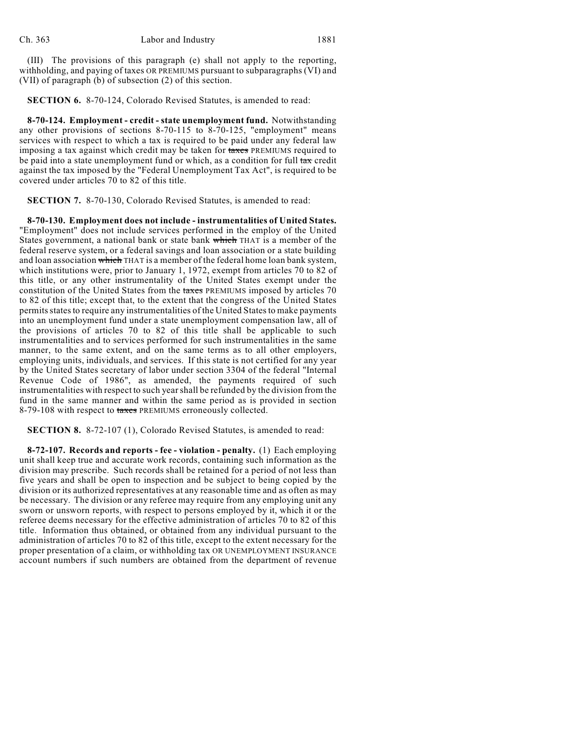(III) The provisions of this paragraph (e) shall not apply to the reporting, withholding, and paying of taxes OR PREMIUMS pursuant to subparagraphs (VI) and (VII) of paragraph (b) of subsection (2) of this section.

**SECTION 6.** 8-70-124, Colorado Revised Statutes, is amended to read:

**8-70-124. Employment - credit - state unemployment fund.** Notwithstanding any other provisions of sections 8-70-115 to 8-70-125, "employment" means services with respect to which a tax is required to be paid under any federal law imposing a tax against which credit may be taken for ~~taxes~~ PREMIUMS required to be paid into a state unemployment fund or which, as a condition for full ~~tax~~ credit against the tax imposed by the "Federal Unemployment Tax Act", is required to be covered under articles 70 to 82 of this title.

**SECTION 7.** 8-70-130, Colorado Revised Statutes, is amended to read:

**8-70-130. Employment does not include - instrumentalities of United States.** "Employment" does not include services performed in the employ of the United States government, a national bank or state bank ~~which~~ THAT is a member of the federal reserve system, or a federal savings and loan association or a state building and loan association ~~which~~ THAT is a member of the federal home loan bank system, which institutions were, prior to January 1, 1972, exempt from articles 70 to 82 of this title, or any other instrumentality of the United States exempt under the constitution of the United States from the ~~taxes~~ PREMIUMS imposed by articles 70 to 82 of this title; except that, to the extent that the congress of the United States permits states to require any instrumentalities of the United States to make payments into an unemployment fund under a state unemployment compensation law, all of the provisions of articles 70 to 82 of this title shall be applicable to such instrumentalities and to services performed for such instrumentalities in the same manner, to the same extent, and on the same terms as to all other employers, employing units, individuals, and services. If this state is not certified for any year by the United States secretary of labor under section 3304 of the federal "Internal Revenue Code of 1986", as amended, the payments required of such instrumentalities with respect to such year shall be refunded by the division from the fund in the same manner and within the same period as is provided in section 8-79-108 with respect to ~~taxes~~ PREMIUMS erroneously collected.

**SECTION 8.** 8-72-107 (1), Colorado Revised Statutes, is amended to read:

**8-72-107. Records and reports - fee - violation - penalty.** (1) Each employing unit shall keep true and accurate work records, containing such information as the division may prescribe. Such records shall be retained for a period of not less than five years and shall be open to inspection and be subject to being copied by the division or its authorized representatives at any reasonable time and as often as may be necessary. The division or any referee may require from any employing unit any sworn or unsworn reports, with respect to persons employed by it, which it or the referee deems necessary for the effective administration of articles 70 to 82 of this title. Information thus obtained, or obtained from any individual pursuant to the administration of articles 70 to 82 of this title, except to the extent necessary for the proper presentation of a claim, or withholding tax OR UNEMPLOYMENT INSURANCE account numbers if such numbers are obtained from the department of revenue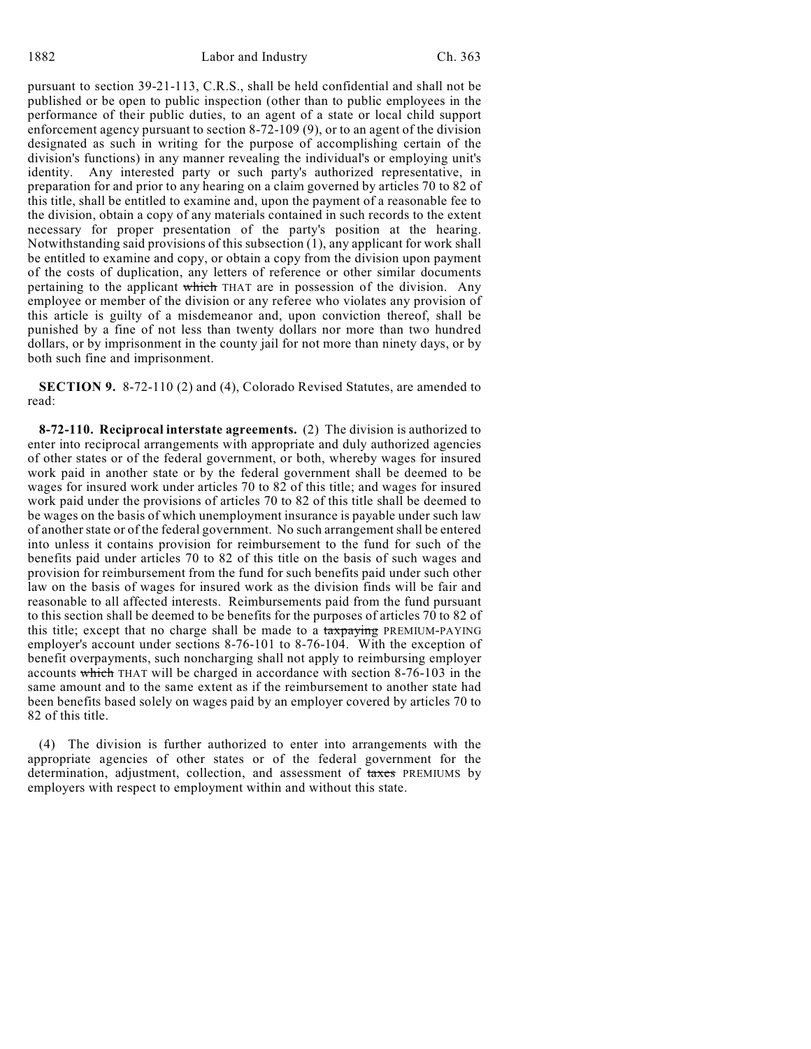pursuant to section 39-21-113, C.R.S., shall be held confidential and shall not be published or be open to public inspection (other than to public employees in the performance of their public duties, to an agent of a state or local child support enforcement agency pursuant to section 8-72-109 (9), or to an agent of the division designated as such in writing for the purpose of accomplishing certain of the division's functions) in any manner revealing the individual's or employing unit's identity. Any interested party or such party's authorized representative, in preparation for and prior to any hearing on a claim governed by articles 70 to 82 of this title, shall be entitled to examine and, upon the payment of a reasonable fee to the division, obtain a copy of any materials contained in such records to the extent necessary for proper presentation of the party's position at the hearing. Notwithstanding said provisions of this subsection (1), any applicant for work shall be entitled to examine and copy, or obtain a copy from the division upon payment of the costs of duplication, any letters of reference or other similar documents pertaining to the applicant ~~which~~ THAT are in possession of the division. Any employee or member of the division or any referee who violates any provision of this article is guilty of a misdemeanor and, upon conviction thereof, shall be punished by a fine of not less than twenty dollars nor more than two hundred dollars, or by imprisonment in the county jail for not more than ninety days, or by both such fine and imprisonment.

**SECTION 9.** 8-72-110 (2) and (4), Colorado Revised Statutes, are amended to read:

**8-72-110. Reciprocal interstate agreements.** (2) The division is authorized to enter into reciprocal arrangements with appropriate and duly authorized agencies of other states or of the federal government, or both, whereby wages for insured work paid in another state or by the federal government shall be deemed to be wages for insured work under articles 70 to 82 of this title; and wages for insured work paid under the provisions of articles 70 to 82 of this title shall be deemed to be wages on the basis of which unemployment insurance is payable under such law of another state or of the federal government. No such arrangement shall be entered into unless it contains provision for reimbursement to the fund for such of the benefits paid under articles 70 to 82 of this title on the basis of such wages and provision for reimbursement from the fund for such benefits paid under such other law on the basis of wages for insured work as the division finds will be fair and reasonable to all affected interests. Reimbursements paid from the fund pursuant to this section shall be deemed to be benefits for the purposes of articles 70 to 82 of this title; except that no charge shall be made to a ~~taxpaying~~ PREMIUM-PAYING employer's account under sections 8-76-101 to 8-76-104. With the exception of benefit overpayments, such noncharging shall not apply to reimbursing employer accounts ~~which~~ THAT will be charged in accordance with section 8-76-103 in the same amount and to the same extent as if the reimbursement to another state had been benefits based solely on wages paid by an employer covered by articles 70 to 82 of this title.

(4) The division is further authorized to enter into arrangements with the appropriate agencies of other states or of the federal government for the determination, adjustment, collection, and assessment of ~~taxes~~ PREMIUMS by employers with respect to employment within and without this state.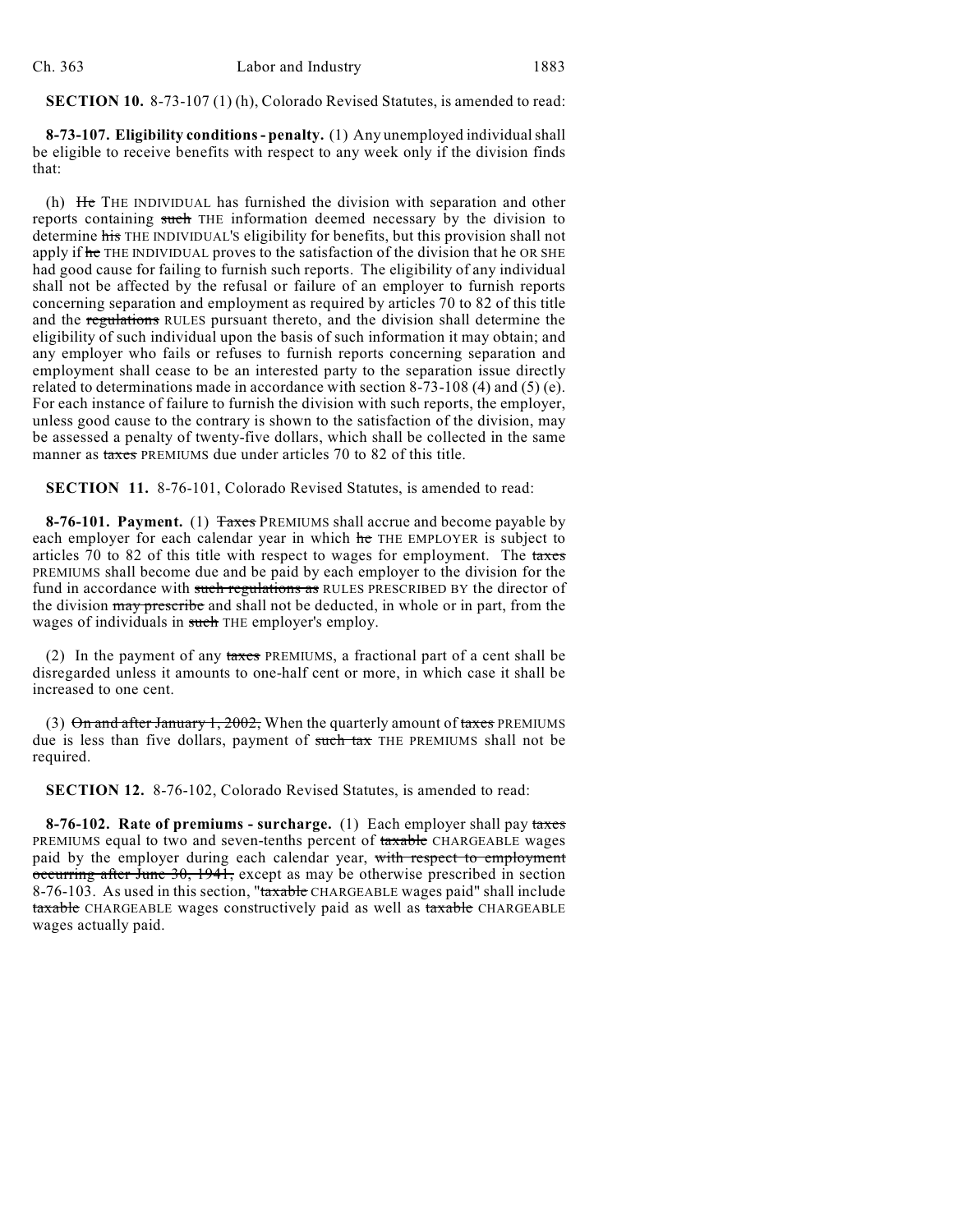**SECTION 10.** 8-73-107 (1) (h), Colorado Revised Statutes, is amended to read:

**8-73-107. Eligibility conditions - penalty.** (1) Any unemployed individual shall be eligible to receive benefits with respect to any week only if the division finds that:

(h) ~~He~~ THE INDIVIDUAL has furnished the division with separation and other reports containing ~~such~~ THE information deemed necessary by the division to determine ~~his~~ THE INDIVIDUAL'S eligibility for benefits, but this provision shall not apply if ~~he~~ THE INDIVIDUAL proves to the satisfaction of the division that he OR SHE had good cause for failing to furnish such reports. The eligibility of any individual shall not be affected by the refusal or failure of an employer to furnish reports concerning separation and employment as required by articles 70 to 82 of this title and the ~~regulations~~ RULES pursuant thereto, and the division shall determine the eligibility of such individual upon the basis of such information it may obtain; and any employer who fails or refuses to furnish reports concerning separation and employment shall cease to be an interested party to the separation issue directly related to determinations made in accordance with section 8-73-108 (4) and (5) (e). For each instance of failure to furnish the division with such reports, the employer, unless good cause to the contrary is shown to the satisfaction of the division, may be assessed a penalty of twenty-five dollars, which shall be collected in the same manner as ~~taxes~~ PREMIUMS due under articles 70 to 82 of this title.

**SECTION 11.** 8-76-101, Colorado Revised Statutes, is amended to read:

**8-76-101. Payment.** (1) ~~Taxes~~ PREMIUMS shall accrue and become payable by each employer for each calendar year in which ~~he~~ THE EMPLOYER is subject to articles 70 to 82 of this title with respect to wages for employment. The ~~taxes~~ PREMIUMS shall become due and be paid by each employer to the division for the fund in accordance with ~~such regulations as~~ RULES PRESCRIBED BY the director of the division ~~may prescribe~~ and shall not be deducted, in whole or in part, from the wages of individuals in ~~such~~ THE employer's employ.

(2) In the payment of any ~~taxes~~ PREMIUMS, a fractional part of a cent shall be disregarded unless it amounts to one-half cent or more, in which case it shall be increased to one cent.

(3) ~~On and after January 1, 2002,~~ When the quarterly amount of ~~taxes~~ PREMIUMS due is less than five dollars, payment of ~~such tax~~ THE PREMIUMS shall not be required.

**SECTION 12.** 8-76-102, Colorado Revised Statutes, is amended to read:

**8-76-102. Rate of premiums - surcharge.** (1) Each employer shall pay ~~taxes~~ PREMIUMS equal to two and seven-tenths percent of ~~taxable~~ CHARGEABLE wages paid by the employer during each calendar year, ~~with respect to employment occurring after June 30, 1941,~~ except as may be otherwise prescribed in section 8-76-103. As used in this section, "~~taxable~~ CHARGEABLE wages paid" shall include ~~taxable~~ CHARGEABLE wages constructively paid as well as ~~taxable~~ CHARGEABLE wages actually paid.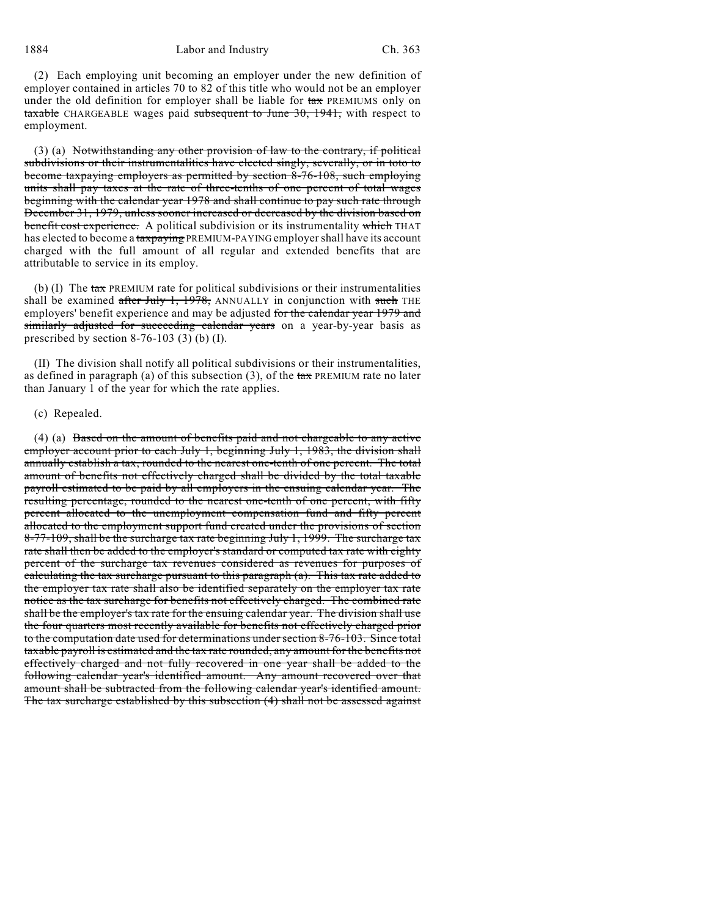(2) Each employing unit becoming an employer under the new definition of employer contained in articles 70 to 82 of this title who would not be an employer under the old definition for employer shall be liable for ~~tax~~ PREMIUMS only on ~~taxable~~ CHARGEABLE wages paid ~~subsequent to June 30, 1941,~~ with respect to employment.

(3) (a) ~~Notwithstanding any other provision of law to the contrary, if political subdivisions or their instrumentalities have elected singly, severally, or in toto to become taxpaying employers as permitted by section 8-76-108, such employing units shall pay taxes at the rate of three-tenths of one percent of total wages beginning with the calendar year 1978 and shall continue to pay such rate through December 31, 1979, unless sooner increased or decreased by the division based on benefit cost experience.~~ A political subdivision or its instrumentality ~~which~~ THAT has elected to become a ~~taxpaying~~ PREMIUM-PAYING employer shall have its account charged with the full amount of all regular and extended benefits that are attributable to service in its employ.

(b) (I) The ~~tax~~ PREMIUM rate for political subdivisions or their instrumentalities shall be examined ~~after July 1, 1978,~~ ANNUALLY in conjunction with ~~such~~ THE employers' benefit experience and may be adjusted ~~for the calendar year 1979 and similarly adjusted for succeeding calendar years~~ on a year-by-year basis as prescribed by section 8-76-103 (3) (b) (I).

(II) The division shall notify all political subdivisions or their instrumentalities, as defined in paragraph (a) of this subsection (3), of the ~~tax~~ PREMIUM rate no later than January 1 of the year for which the rate applies.

(c) Repealed.

(4) (a) ~~Based on the amount of benefits paid and not chargeable to any active employer account prior to each July 1, beginning July 1, 1983, the division shall annually establish a tax, rounded to the nearest one-tenth of one percent. The total amount of benefits not effectively charged shall be divided by the total taxable payroll estimated to be paid by all employers in the ensuing calendar year. The resulting percentage, rounded to the nearest one-tenth of one percent, with fifty percent allocated to the unemployment compensation fund and fifty percent allocated to the employment support fund created under the provisions of section 8-77-109, shall be the surcharge tax rate beginning July 1, 1999. The surcharge tax rate shall then be added to the employer's standard or computed tax rate with eighty percent of the surcharge tax revenues considered as revenues for purposes of calculating the tax surcharge pursuant to this paragraph (a). This tax rate added to the employer tax rate shall also be identified separately on the employer tax rate notice as the tax surcharge for benefits not effectively charged. The combined rate shall be the employer's tax rate for the ensuing calendar year. The division shall use the four quarters most recently available for benefits not effectively charged prior to the computation date used for determinations under section 8-76-103. Since total taxable payroll is estimated and the tax rate rounded, any amount for the benefits not effectively charged and not fully recovered in one year shall be added to the following calendar year's identified amount. Any amount recovered over that amount shall be subtracted from the following calendar year's identified amount. The tax surcharge established by this subsection (4) shall not be assessed against~~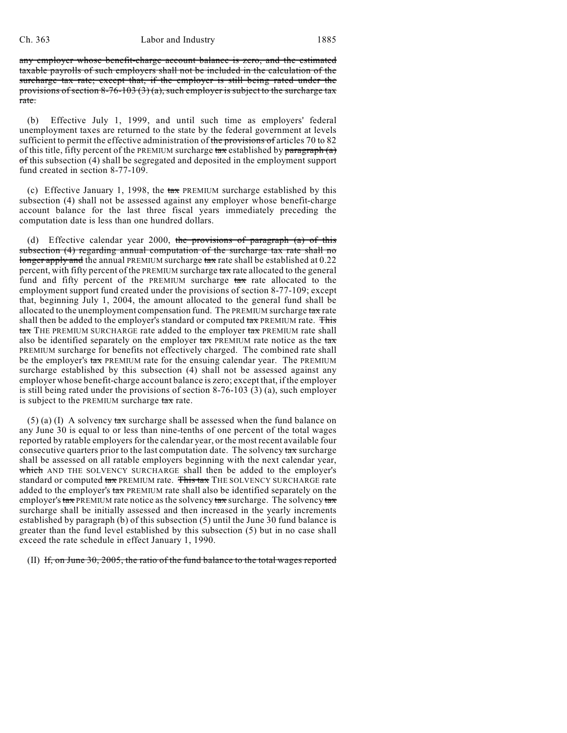~~any employer whose benefit-charge account balance is zero, and the estimated taxable payrolls of such employers shall not be included in the calculation of the surcharge tax rate; except that, if the employer is still being rated under the provisions of section 8-76-103 (3) (a), such employer is subject to the surcharge tax rate.~~

(b) Effective July 1, 1999, and until such time as employers' federal unemployment taxes are returned to the state by the federal government at levels sufficient to permit the effective administration of ~~the provisions of~~ articles 70 to 82 of this title, fifty percent of the PREMIUM surcharge ~~tax~~ established by ~~paragraph (a) of~~ this subsection (4) shall be segregated and deposited in the employment support fund created in section 8-77-109.

(c) Effective January 1, 1998, the ~~tax~~ PREMIUM surcharge established by this subsection (4) shall not be assessed against any employer whose benefit-charge account balance for the last three fiscal years immediately preceding the computation date is less than one hundred dollars.

(d) Effective calendar year 2000, ~~the provisions of paragraph (a) of this subsection (4) regarding annual computation of the surcharge tax rate shall no longer apply and~~ the annual PREMIUM surcharge ~~tax~~ rate shall be established at 0.22 percent, with fifty percent of the PREMIUM surcharge ~~tax~~ rate allocated to the general fund and fifty percent of the PREMIUM surcharge ~~tax~~ rate allocated to the employment support fund created under the provisions of section 8-77-109; except that, beginning July 1, 2004, the amount allocated to the general fund shall be allocated to the unemployment compensation fund. The PREMIUM surcharge ~~tax~~ rate shall then be added to the employer's standard or computed ~~tax~~ PREMIUM rate. ~~This tax~~ THE PREMIUM SURCHARGE rate added to the employer ~~tax~~ PREMIUM rate shall also be identified separately on the employer ~~tax~~ PREMIUM rate notice as the ~~tax~~ PREMIUM surcharge for benefits not effectively charged. The combined rate shall be the employer's ~~tax~~ PREMIUM rate for the ensuing calendar year. The PREMIUM surcharge established by this subsection (4) shall not be assessed against any employer whose benefit-charge account balance is zero; except that, if the employer is still being rated under the provisions of section 8-76-103 (3) (a), such employer is subject to the PREMIUM surcharge ~~tax~~ rate.

(5) (a) (I) A solvency ~~tax~~ surcharge shall be assessed when the fund balance on any June 30 is equal to or less than nine-tenths of one percent of the total wages reported by ratable employers for the calendar year, or the most recent available four consecutive quarters prior to the last computation date. The solvency ~~tax~~ surcharge shall be assessed on all ratable employers beginning with the next calendar year, ~~which~~ AND THE SOLVENCY SURCHARGE shall then be added to the employer's standard or computed ~~tax~~ PREMIUM rate. ~~This tax~~ THE SOLVENCY SURCHARGE rate added to the employer's ~~tax~~ PREMIUM rate shall also be identified separately on the employer's ~~tax~~ PREMIUM rate notice as the solvency ~~tax~~ surcharge. The solvency ~~tax~~ surcharge shall be initially assessed and then increased in the yearly increments established by paragraph (b) of this subsection (5) until the June 30 fund balance is greater than the fund level established by this subsection (5) but in no case shall exceed the rate schedule in effect January 1, 1990.

(II) ~~If, on June 30, 2005, the ratio of the fund balance to the total wages reported~~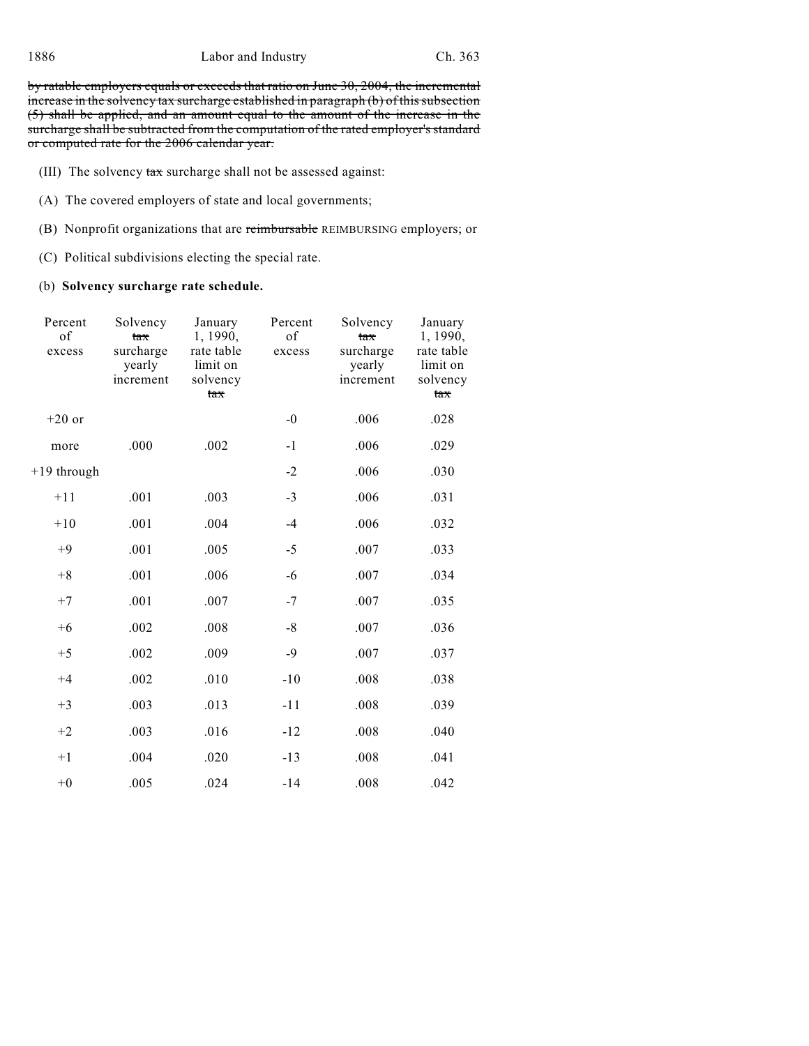~~by ratable employers equals or exceeds that ratio on June 30, 2004, the incremental increase in the solvency tax surcharge established in paragraph (b) of this subsection (5) shall be applied, and an amount equal to the amount of the increase in the surcharge shall be subtracted from the computation of the rated employer's standard or computed rate for the 2006 calendar year.~~

(III) The solvency ~~tax~~ surcharge shall not be assessed against:

(A) The covered employers of state and local governments;

(B) Nonprofit organizations that are ~~reimbursable~~ REIMBURSING employers; or

(C) Political subdivisions electing the special rate.

(b) **Solvency surcharge rate schedule.**

| Percent of excess | Solvency ~~tax~~ surcharge yearly increment | January 1, 1990, rate table limit on solvency ~~tax~~ | Percent of excess | Solvency ~~tax~~ surcharge yearly increment | January 1, 1990, rate table limit on solvency ~~tax~~ |
|---|---|---|---|---|---|
| +20 or more | .000 | .002 | -0 | .006 | .028 |
| | | | -1 | .006 | .029 |
| +19 through +11 | .001 | .003 | -2 | .006 | .030 |
| | | | -3 | .006 | .031 |
| +10 | .001 | .004 | -4 | .006 | .032 |
| +9 | .001 | .005 | -5 | .007 | .033 |
| +8 | .001 | .006 | -6 | .007 | .034 |
| +7 | .001 | .007 | -7 | .007 | .035 |
| +6 | .002 | .008 | -8 | .007 | .036 |
| +5 | .002 | .009 | -9 | .007 | .037 |
| +4 | .002 | .010 | -10 | .008 | .038 |
| +3 | .003 | .013 | -11 | .008 | .039 |
| +2 | .003 | .016 | -12 | .008 | .040 |
| +1 | .004 | .020 | -13 | .008 | .041 |
| +0 | .005 | .024 | -14 | .008 | .042 |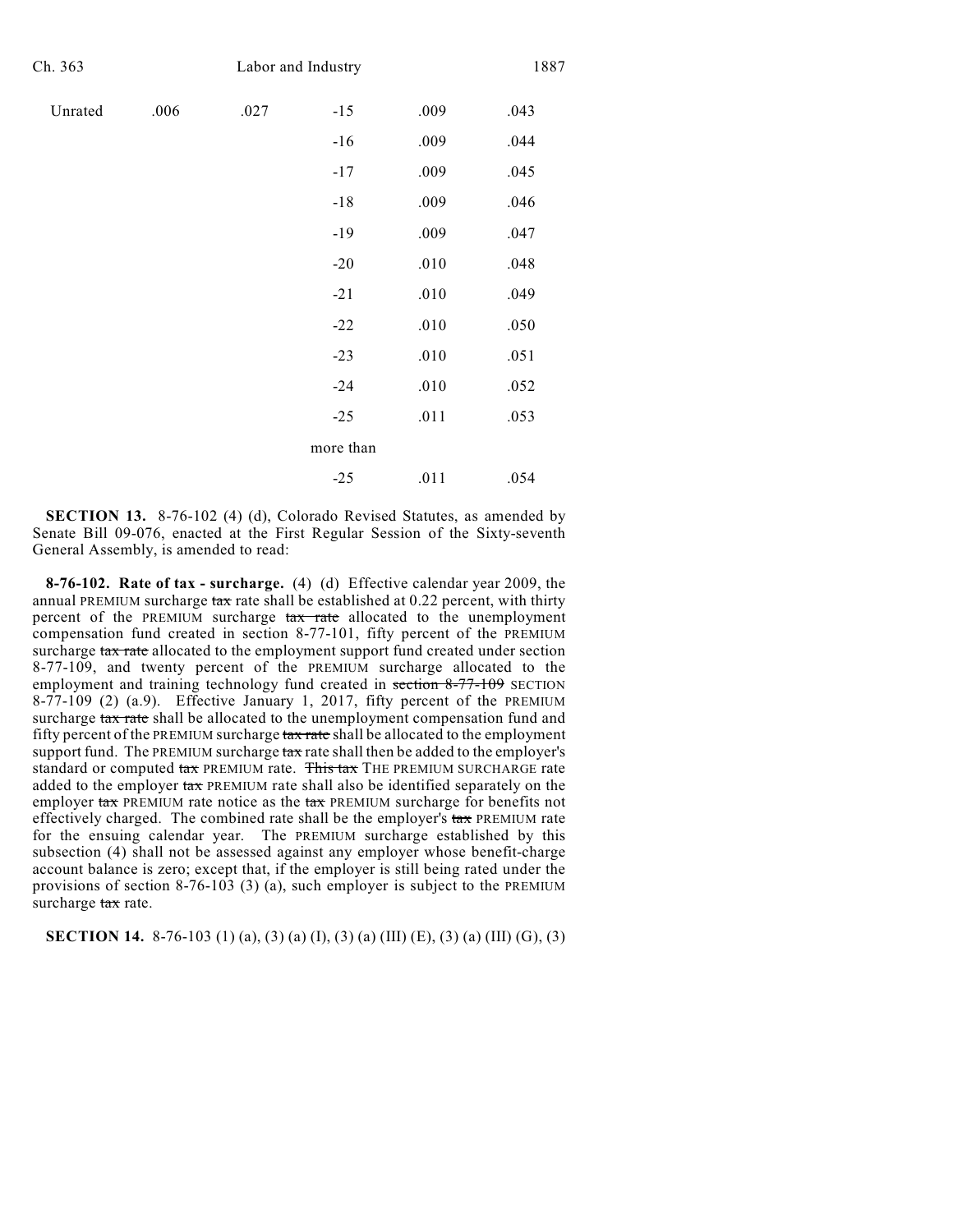| | | | | | |
|---|---|---|---|---|---|
| Unrated | .006 | .027 | -15 | .009 | .043 |
| | | | -16 | .009 | .044 |
| | | | -17 | .009 | .045 |
| | | | -18 | .009 | .046 |
| | | | -19 | .009 | .047 |
| | | | -20 | .010 | .048 |
| | | | -21 | .010 | .049 |
| | | | -22 | .010 | .050 |
| | | | -23 | .010 | .051 |
| | | | -24 | .010 | .052 |
| | | | -25 | .011 | .053 |
| | | | more than -25 | .011 | .054 |

**SECTION 13.** 8-76-102 (4) (d), Colorado Revised Statutes, as amended by Senate Bill 09-076, enacted at the First Regular Session of the Sixty-seventh General Assembly, is amended to read:

**8-76-102. Rate of tax - surcharge.** (4) (d) Effective calendar year 2009, the annual PREMIUM surcharge ~~tax~~ rate shall be established at 0.22 percent, with thirty percent of the PREMIUM surcharge ~~tax rate~~ allocated to the unemployment compensation fund created in section 8-77-101, fifty percent of the PREMIUM surcharge ~~tax rate~~ allocated to the employment support fund created under section 8-77-109, and twenty percent of the PREMIUM surcharge allocated to the employment and training technology fund created in ~~section 8-77-109~~ SECTION 8-77-109 (2) (a.9). Effective January 1, 2017, fifty percent of the PREMIUM surcharge ~~tax rate~~ shall be allocated to the unemployment compensation fund and fifty percent of the PREMIUM surcharge ~~tax rate~~ shall be allocated to the employment support fund. The PREMIUM surcharge ~~tax~~ rate shall then be added to the employer's standard or computed ~~tax~~ PREMIUM rate. ~~This tax~~ THE PREMIUM SURCHARGE rate added to the employer ~~tax~~ PREMIUM rate shall also be identified separately on the employer ~~tax~~ PREMIUM rate notice as the ~~tax~~ PREMIUM surcharge for benefits not effectively charged. The combined rate shall be the employer's ~~tax~~ PREMIUM rate for the ensuing calendar year. The PREMIUM surcharge established by this subsection (4) shall not be assessed against any employer whose benefit-charge account balance is zero; except that, if the employer is still being rated under the provisions of section 8-76-103 (3) (a), such employer is subject to the PREMIUM surcharge ~~tax~~ rate.

**SECTION 14.** 8-76-103 (1) (a), (3) (a) (I), (3) (a) (III) (E), (3) (a) (III) (G), (3)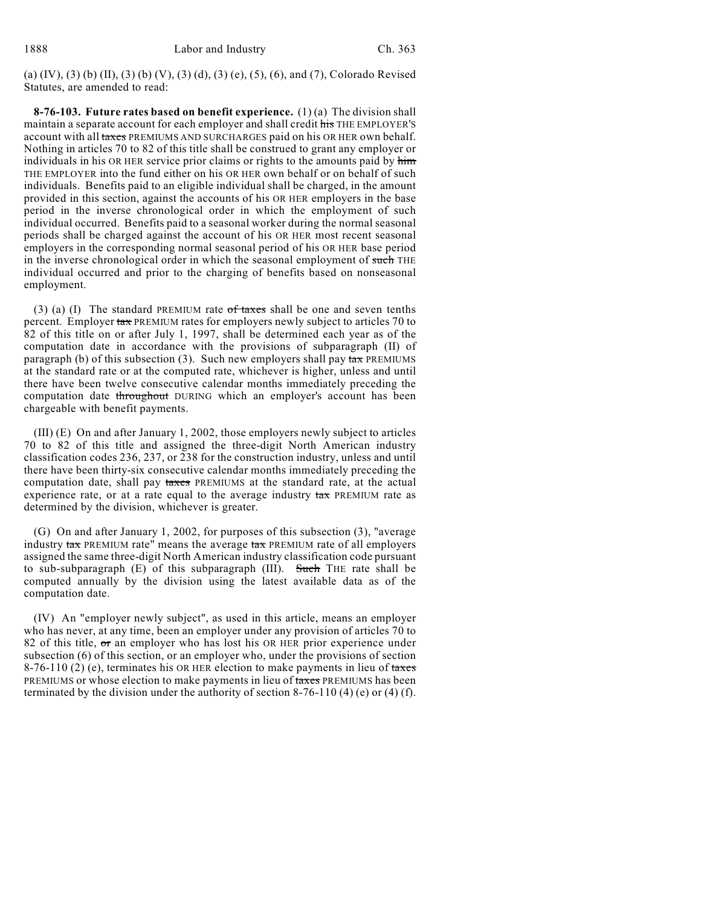(a) (IV), (3) (b) (II), (3) (b) (V), (3) (d), (3) (e), (5), (6), and (7), Colorado Revised Statutes, are amended to read:

**8-76-103. Future rates based on benefit experience.** (1) (a) The division shall maintain a separate account for each employer and shall credit ~~his~~ THE EMPLOYER'S account with all ~~taxes~~ PREMIUMS AND SURCHARGES paid on his OR HER own behalf. Nothing in articles 70 to 82 of this title shall be construed to grant any employer or individuals in his OR HER service prior claims or rights to the amounts paid by ~~him~~ THE EMPLOYER into the fund either on his OR HER own behalf or on behalf of such individuals. Benefits paid to an eligible individual shall be charged, in the amount provided in this section, against the accounts of his OR HER employers in the base period in the inverse chronological order in which the employment of such individual occurred. Benefits paid to a seasonal worker during the normal seasonal periods shall be charged against the account of his OR HER most recent seasonal employers in the corresponding normal seasonal period of his OR HER base period in the inverse chronological order in which the seasonal employment of ~~such~~ THE individual occurred and prior to the charging of benefits based on nonseasonal employment.

(3) (a) (I) The standard PREMIUM rate ~~of taxes~~ shall be one and seven tenths percent. Employer ~~tax~~ PREMIUM rates for employers newly subject to articles 70 to 82 of this title on or after July 1, 1997, shall be determined each year as of the computation date in accordance with the provisions of subparagraph (II) of paragraph (b) of this subsection (3). Such new employers shall pay ~~tax~~ PREMIUMS at the standard rate or at the computed rate, whichever is higher, unless and until there have been twelve consecutive calendar months immediately preceding the computation date ~~throughout~~ DURING which an employer's account has been chargeable with benefit payments.

(III) (E) On and after January 1, 2002, those employers newly subject to articles 70 to 82 of this title and assigned the three-digit North American industry classification codes 236, 237, or 238 for the construction industry, unless and until there have been thirty-six consecutive calendar months immediately preceding the computation date, shall pay ~~taxes~~ PREMIUMS at the standard rate, at the actual experience rate, or at a rate equal to the average industry ~~tax~~ PREMIUM rate as determined by the division, whichever is greater.

(G) On and after January 1, 2002, for purposes of this subsection (3), "average industry ~~tax~~ PREMIUM rate" means the average ~~tax~~ PREMIUM rate of all employers assigned the same three-digit North American industry classification code pursuant to sub-subparagraph (E) of this subparagraph (III). ~~Such~~ THE rate shall be computed annually by the division using the latest available data as of the computation date.

(IV) An "employer newly subject", as used in this article, means an employer who has never, at any time, been an employer under any provision of articles 70 to 82 of this title, ~~or~~ an employer who has lost his OR HER prior experience under subsection (6) of this section, or an employer who, under the provisions of section 8-76-110 (2) (e), terminates his OR HER election to make payments in lieu of ~~taxes~~ PREMIUMS or whose election to make payments in lieu of ~~taxes~~ PREMIUMS has been terminated by the division under the authority of section 8-76-110 (4) (e) or (4) (f).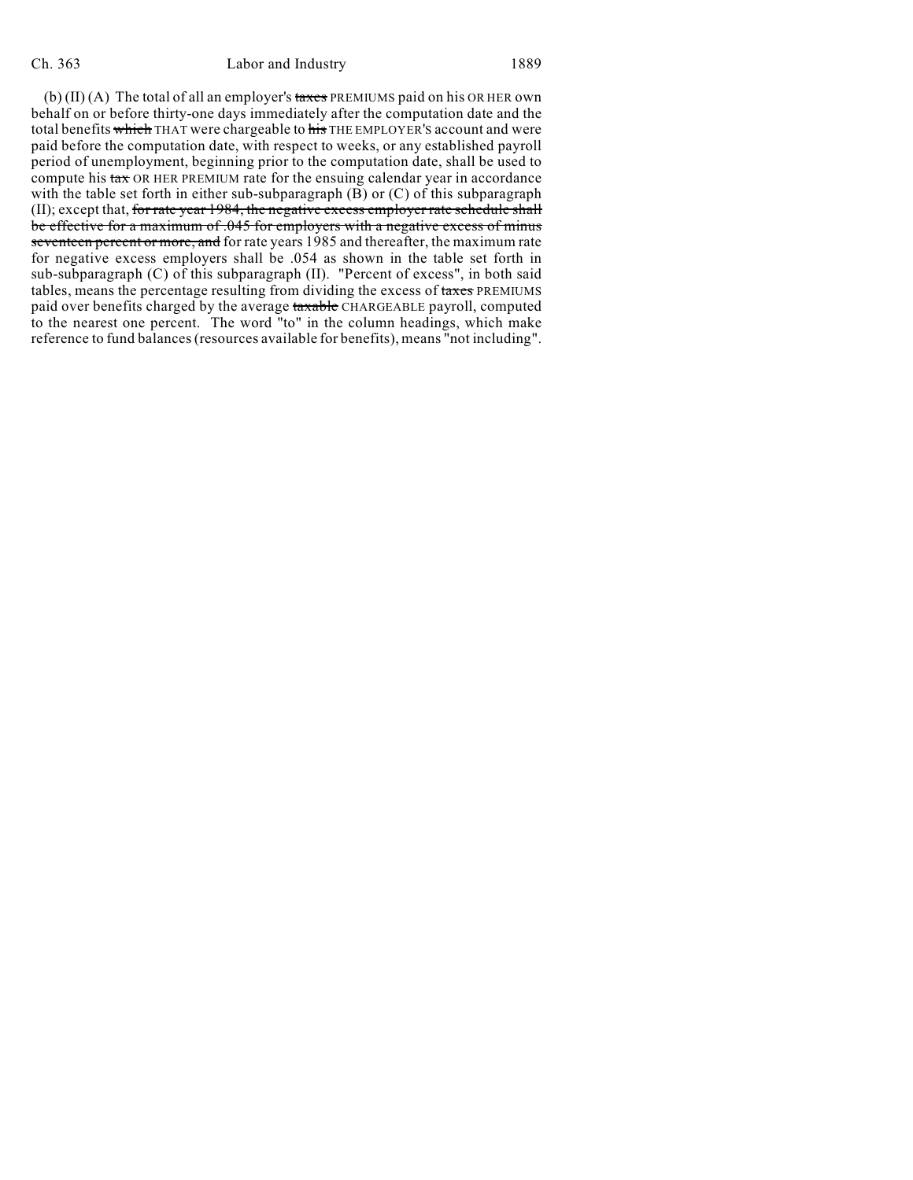(b) (II) (A) The total of all an employer's ~~taxes~~ PREMIUMS paid on his OR HER own behalf on or before thirty-one days immediately after the computation date and the total benefits ~~which~~ THAT were chargeable to ~~his~~ THE EMPLOYER'S account and were paid before the computation date, with respect to weeks, or any established payroll period of unemployment, beginning prior to the computation date, shall be used to compute his ~~tax~~ OR HER PREMIUM rate for the ensuing calendar year in accordance with the table set forth in either sub-subparagraph (B) or (C) of this subparagraph (II); except that, ~~for rate year 1984, the negative excess employer rate schedule shall be effective for a maximum of .045 for employers with a negative excess of minus seventeen percent or more, and~~ for rate years 1985 and thereafter, the maximum rate for negative excess employers shall be .054 as shown in the table set forth in sub-subparagraph (C) of this subparagraph (II). "Percent of excess", in both said tables, means the percentage resulting from dividing the excess of ~~taxes~~ PREMIUMS paid over benefits charged by the average ~~taxable~~ CHARGEABLE payroll, computed to the nearest one percent. The word "to" in the column headings, which make reference to fund balances (resources available for benefits), means "not including".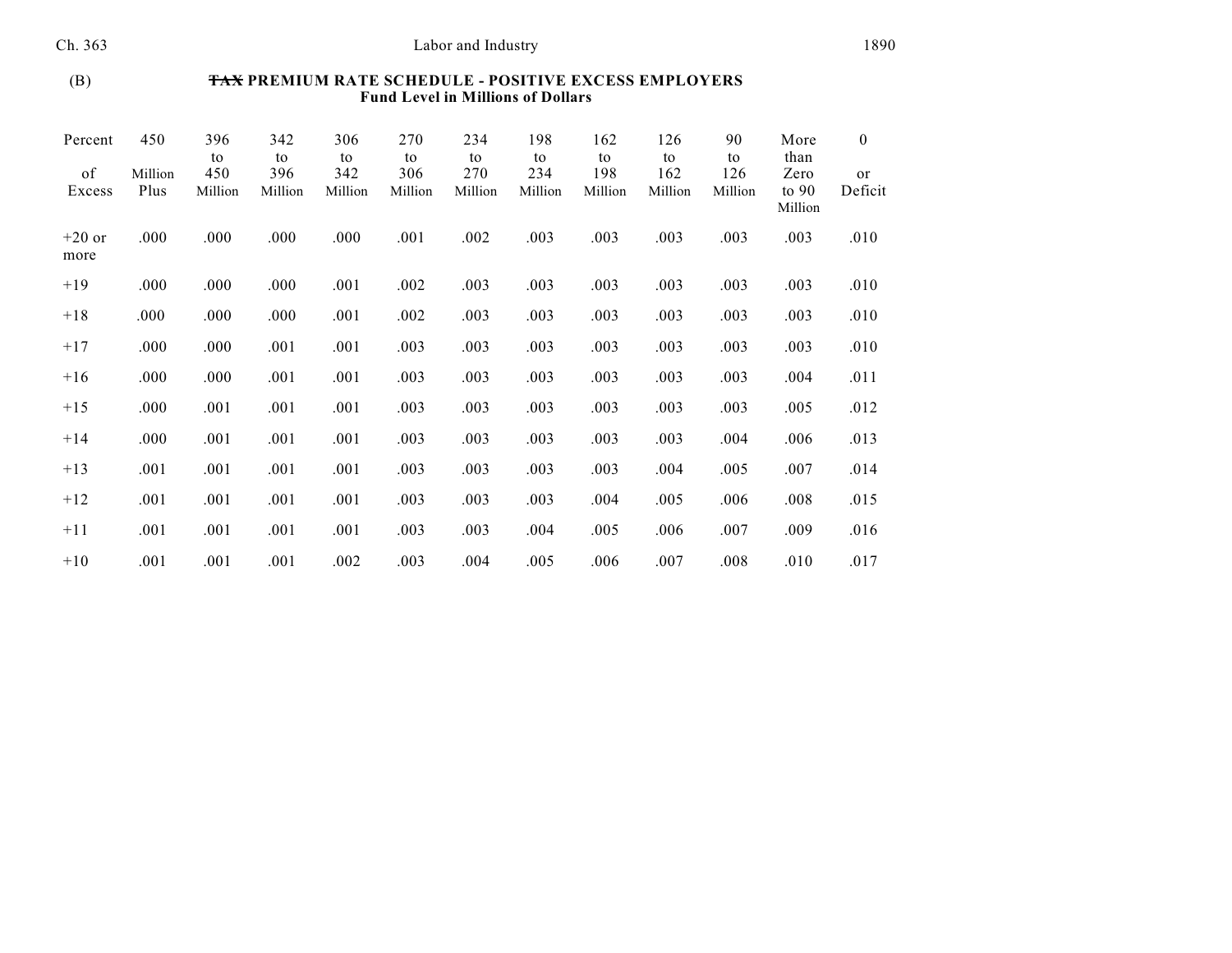(B) ~~TAX~~ **PREMIUM RATE SCHEDULE - POSITIVE EXCESS EMPLOYERS**
**Fund Level in Millions of Dollars**

| Percent of Excess | 450 Million Plus | 396 to 450 Million | 342 to 396 Million | 306 to 342 Million | 270 to 306 Million | 234 to 270 Million | 198 to 234 Million | 162 to 198 Million | 126 to 162 Million | 90 to 126 Million | More than Zero to 90 Million | 0 or Deficit |
|---|---|---|---|---|---|---|---|---|---|---|---|---|
| +20 or more | .000 | .000 | .000 | .000 | .001 | .002 | .003 | .003 | .003 | .003 | .003 | .010 |
| +19 | .000 | .000 | .000 | .001 | .002 | .003 | .003 | .003 | .003 | .003 | .003 | .010 |
| +18 | .000 | .000 | .000 | .001 | .002 | .003 | .003 | .003 | .003 | .003 | .003 | .010 |
| +17 | .000 | .000 | .001 | .001 | .003 | .003 | .003 | .003 | .003 | .003 | .003 | .010 |
| +16 | .000 | .000 | .001 | .001 | .003 | .003 | .003 | .003 | .003 | .003 | .004 | .011 |
| +15 | .000 | .001 | .001 | .001 | .003 | .003 | .003 | .003 | .003 | .003 | .005 | .012 |
| +14 | .000 | .001 | .001 | .001 | .003 | .003 | .003 | .003 | .003 | .004 | .006 | .013 |
| +13 | .001 | .001 | .001 | .001 | .003 | .003 | .003 | .003 | .004 | .005 | .007 | .014 |
| +12 | .001 | .001 | .001 | .001 | .003 | .003 | .003 | .004 | .005 | .006 | .008 | .015 |
| +11 | .001 | .001 | .001 | .001 | .003 | .003 | .004 | .005 | .006 | .007 | .009 | .016 |
| +10 | .001 | .001 | .001 | .002 | .003 | .004 | .005 | .006 | .007 | .008 | .010 | .017 |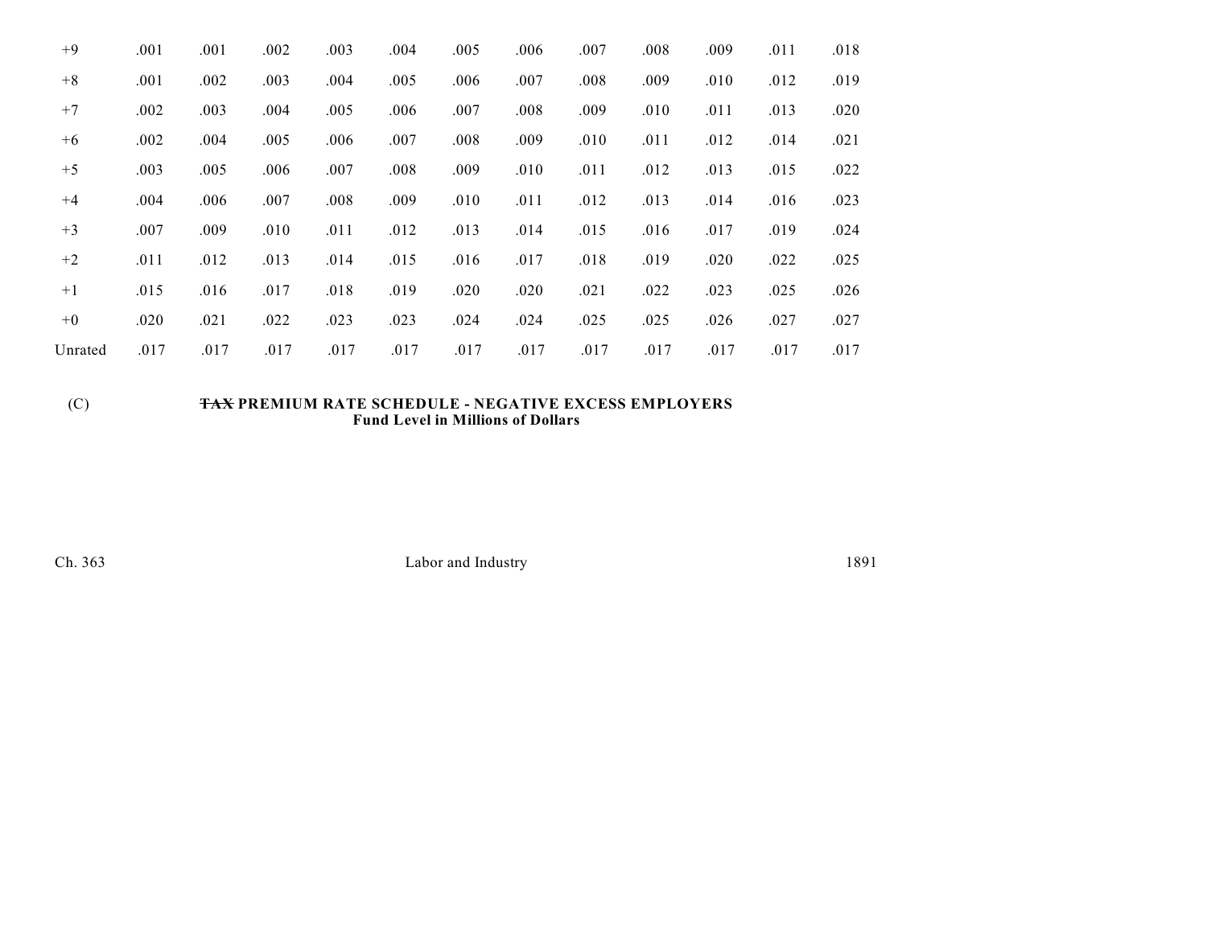| | | | | | | | | | | | | |
|---|---|---|---|---|---|---|---|---|---|---|---|---|
| +9 | .001 | .001 | .002 | .003 | .004 | .005 | .006 | .007 | .008 | .009 | .011 | .018 |
| +8 | .001 | .002 | .003 | .004 | .005 | .006 | .007 | .008 | .009 | .010 | .012 | .019 |
| +7 | .002 | .003 | .004 | .005 | .006 | .007 | .008 | .009 | .010 | .011 | .013 | .020 |
| +6 | .002 | .004 | .005 | .006 | .007 | .008 | .009 | .010 | .011 | .012 | .014 | .021 |
| +5 | .003 | .005 | .006 | .007 | .008 | .009 | .010 | .011 | .012 | .013 | .015 | .022 |
| +4 | .004 | .006 | .007 | .008 | .009 | .010 | .011 | .012 | .013 | .014 | .016 | .023 |
| +3 | .007 | .009 | .010 | .011 | .012 | .013 | .014 | .015 | .016 | .017 | .019 | .024 |
| +2 | .011 | .012 | .013 | .014 | .015 | .016 | .017 | .018 | .019 | .020 | .022 | .025 |
| +1 | .015 | .016 | .017 | .018 | .019 | .020 | .020 | .021 | .022 | .023 | .025 | .026 |
| +0 | .020 | .021 | .022 | .023 | .023 | .024 | .024 | .025 | .025 | .026 | .027 | .027 |
| Unrated | .017 | .017 | .017 | .017 | .017 | .017 | .017 | .017 | .017 | .017 | .017 | .017 |

(C) **~~TAX~~ PREMIUM RATE SCHEDULE - NEGATIVE EXCESS EMPLOYERS**
**Fund Level in Millions of Dollars**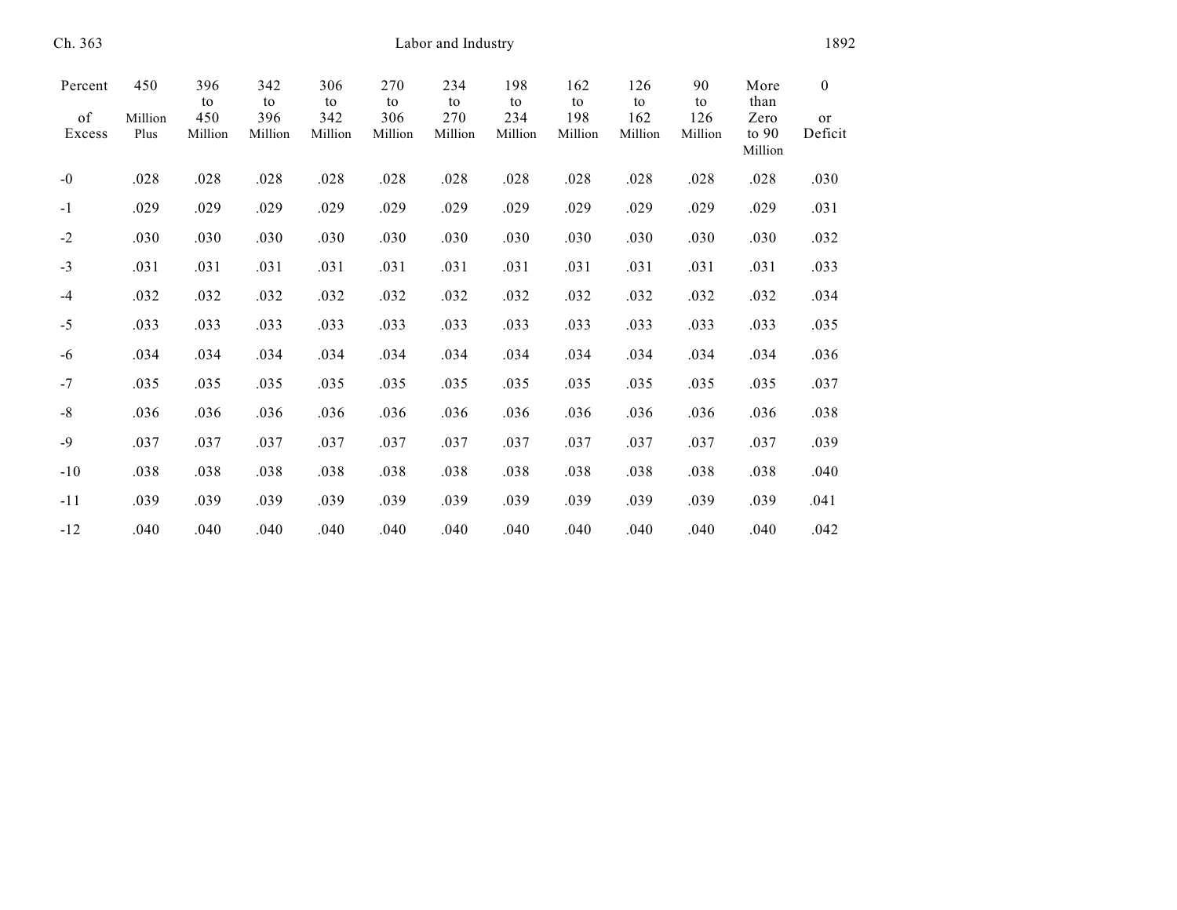| Percent of Excess | 450 Million Plus | 396 to 450 Million | 342 to 396 Million | 306 to 342 Million | 270 to 306 Million | 234 to 270 Million | 198 to 234 Million | 162 to 198 Million | 126 to 162 Million | 90 to 126 Million | More than Zero to 90 Million | 0 or Deficit |
|---|---|---|---|---|---|---|---|---|---|---|---|---|
| -0 | .028 | .028 | .028 | .028 | .028 | .028 | .028 | .028 | .028 | .028 | .028 | .030 |
| -1 | .029 | .029 | .029 | .029 | .029 | .029 | .029 | .029 | .029 | .029 | .029 | .031 |
| -2 | .030 | .030 | .030 | .030 | .030 | .030 | .030 | .030 | .030 | .030 | .030 | .032 |
| -3 | .031 | .031 | .031 | .031 | .031 | .031 | .031 | .031 | .031 | .031 | .031 | .033 |
| -4 | .032 | .032 | .032 | .032 | .032 | .032 | .032 | .032 | .032 | .032 | .032 | .034 |
| -5 | .033 | .033 | .033 | .033 | .033 | .033 | .033 | .033 | .033 | .033 | .033 | .035 |
| -6 | .034 | .034 | .034 | .034 | .034 | .034 | .034 | .034 | .034 | .034 | .034 | .036 |
| -7 | .035 | .035 | .035 | .035 | .035 | .035 | .035 | .035 | .035 | .035 | .035 | .037 |
| -8 | .036 | .036 | .036 | .036 | .036 | .036 | .036 | .036 | .036 | .036 | .036 | .038 |
| -9 | .037 | .037 | .037 | .037 | .037 | .037 | .037 | .037 | .037 | .037 | .037 | .039 |
| -10 | .038 | .038 | .038 | .038 | .038 | .038 | .038 | .038 | .038 | .038 | .038 | .040 |
| -11 | .039 | .039 | .039 | .039 | .039 | .039 | .039 | .039 | .039 | .039 | .039 | .041 |
| -12 | .040 | .040 | .040 | .040 | .040 | .040 | .040 | .040 | .040 | .040 | .040 | .042 |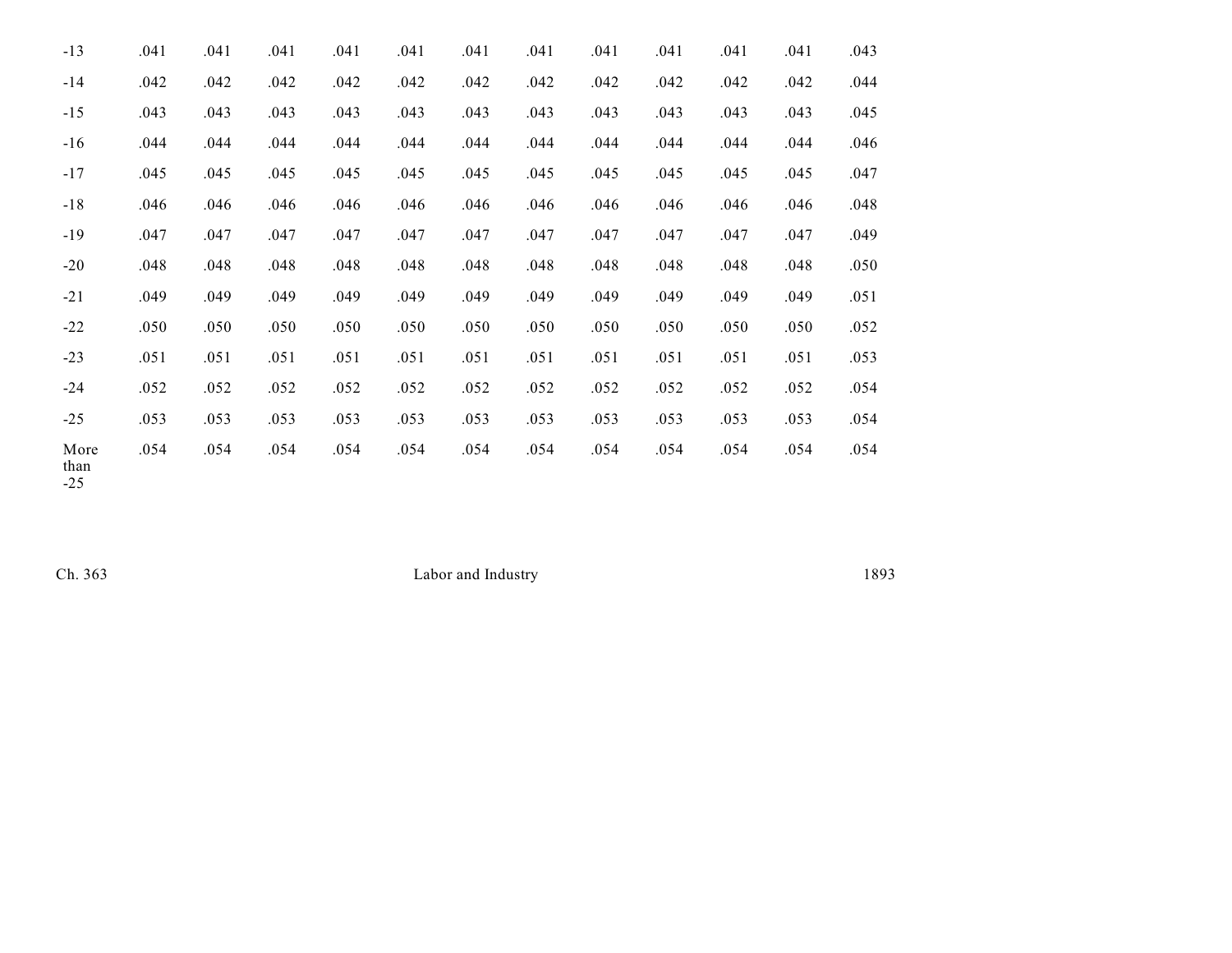| | | | | | | | | | | | | |
|---|---|---|---|---|---|---|---|---|---|---|---|---|
| -13 | .041 | .041 | .041 | .041 | .041 | .041 | .041 | .041 | .041 | .041 | .041 | .043 |
| -14 | .042 | .042 | .042 | .042 | .042 | .042 | .042 | .042 | .042 | .042 | .042 | .044 |
| -15 | .043 | .043 | .043 | .043 | .043 | .043 | .043 | .043 | .043 | .043 | .043 | .045 |
| -16 | .044 | .044 | .044 | .044 | .044 | .044 | .044 | .044 | .044 | .044 | .044 | .046 |
| -17 | .045 | .045 | .045 | .045 | .045 | .045 | .045 | .045 | .045 | .045 | .045 | .047 |
| -18 | .046 | .046 | .046 | .046 | .046 | .046 | .046 | .046 | .046 | .046 | .046 | .048 |
| -19 | .047 | .047 | .047 | .047 | .047 | .047 | .047 | .047 | .047 | .047 | .047 | .049 |
| -20 | .048 | .048 | .048 | .048 | .048 | .048 | .048 | .048 | .048 | .048 | .048 | .050 |
| -21 | .049 | .049 | .049 | .049 | .049 | .049 | .049 | .049 | .049 | .049 | .049 | .051 |
| -22 | .050 | .050 | .050 | .050 | .050 | .050 | .050 | .050 | .050 | .050 | .050 | .052 |
| -23 | .051 | .051 | .051 | .051 | .051 | .051 | .051 | .051 | .051 | .051 | .051 | .053 |
| -24 | .052 | .052 | .052 | .052 | .052 | .052 | .052 | .052 | .052 | .052 | .052 | .054 |
| -25 | .053 | .053 | .053 | .053 | .053 | .053 | .053 | .053 | .053 | .053 | .053 | .054 |
| More than -25 | .054 | .054 | .054 | .054 | .054 | .054 | .054 | .054 | .054 | .054 | .054 | .054 |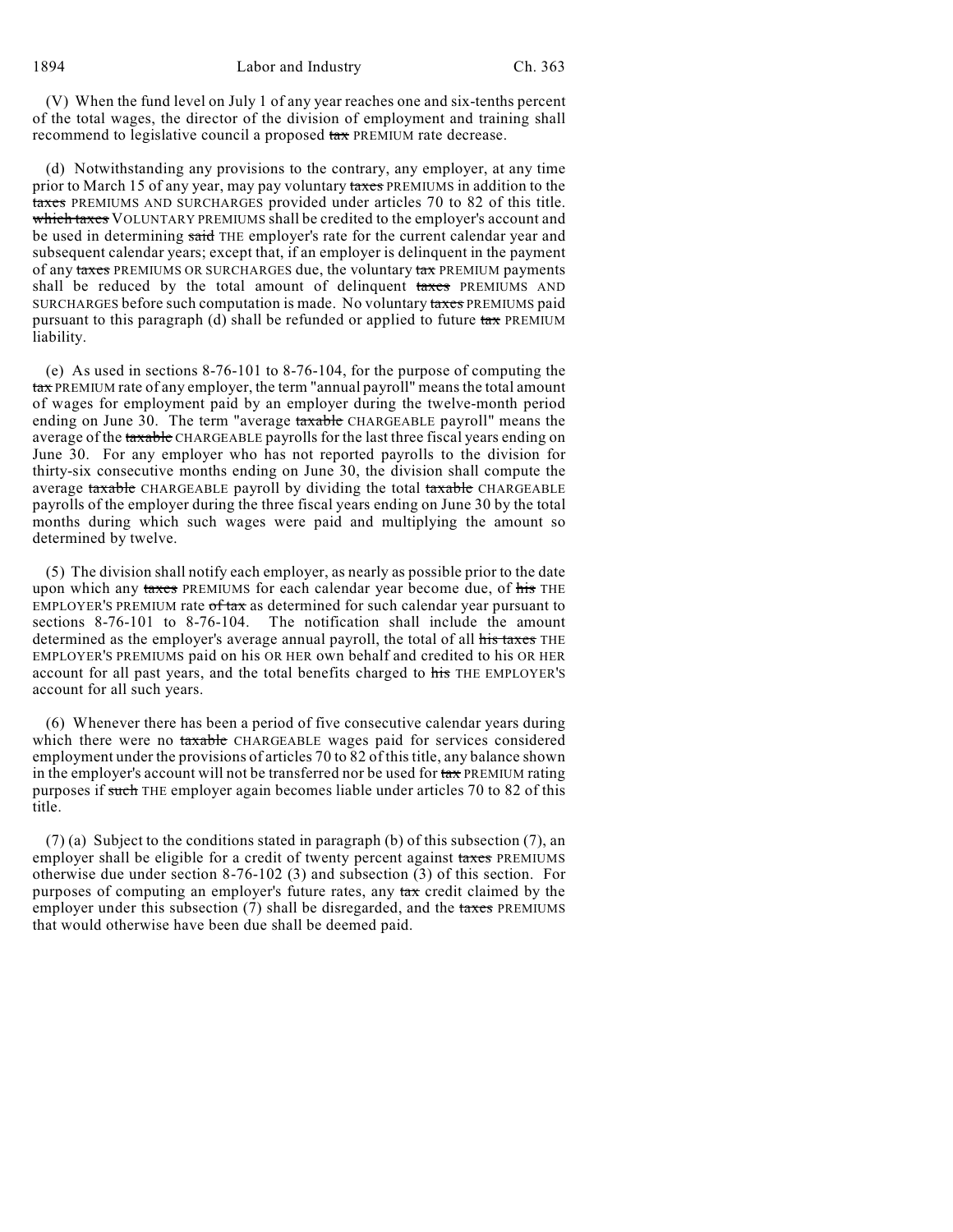(V) When the fund level on July 1 of any year reaches one and six-tenths percent of the total wages, the director of the division of employment and training shall recommend to legislative council a proposed ~~tax~~ PREMIUM rate decrease.

(d) Notwithstanding any provisions to the contrary, any employer, at any time prior to March 15 of any year, may pay voluntary ~~taxes~~ PREMIUMS in addition to the ~~taxes~~ PREMIUMS AND SURCHARGES provided under articles 70 to 82 of this title. ~~which taxes~~ VOLUNTARY PREMIUMS shall be credited to the employer's account and be used in determining ~~said~~ THE employer's rate for the current calendar year and subsequent calendar years; except that, if an employer is delinquent in the payment of any ~~taxes~~ PREMIUMS OR SURCHARGES due, the voluntary ~~tax~~ PREMIUM payments shall be reduced by the total amount of delinquent ~~taxes~~ PREMIUMS AND SURCHARGES before such computation is made. No voluntary ~~taxes~~ PREMIUMS paid pursuant to this paragraph (d) shall be refunded or applied to future ~~tax~~ PREMIUM liability.

(e) As used in sections 8-76-101 to 8-76-104, for the purpose of computing the ~~tax~~ PREMIUM rate of any employer, the term "annual payroll" means the total amount of wages for employment paid by an employer during the twelve-month period ending on June 30. The term "average ~~taxable~~ CHARGEABLE payroll" means the average of the ~~taxable~~ CHARGEABLE payrolls for the last three fiscal years ending on June 30. For any employer who has not reported payrolls to the division for thirty-six consecutive months ending on June 30, the division shall compute the average ~~taxable~~ CHARGEABLE payroll by dividing the total ~~taxable~~ CHARGEABLE payrolls of the employer during the three fiscal years ending on June 30 by the total months during which such wages were paid and multiplying the amount so determined by twelve.

(5) The division shall notify each employer, as nearly as possible prior to the date upon which any ~~taxes~~ PREMIUMS for each calendar year become due, of ~~his~~ THE EMPLOYER'S PREMIUM rate ~~of tax~~ as determined for such calendar year pursuant to sections 8-76-101 to 8-76-104. The notification shall include the amount determined as the employer's average annual payroll, the total of all ~~his taxes~~ THE EMPLOYER'S PREMIUMS paid on his OR HER own behalf and credited to his OR HER account for all past years, and the total benefits charged to ~~his~~ THE EMPLOYER'S account for all such years.

(6) Whenever there has been a period of five consecutive calendar years during which there were no ~~taxable~~ CHARGEABLE wages paid for services considered employment under the provisions of articles 70 to 82 of this title, any balance shown in the employer's account will not be transferred nor be used for ~~tax~~ PREMIUM rating purposes if ~~such~~ THE employer again becomes liable under articles 70 to 82 of this title.

(7) (a) Subject to the conditions stated in paragraph (b) of this subsection (7), an employer shall be eligible for a credit of twenty percent against ~~taxes~~ PREMIUMS otherwise due under section 8-76-102 (3) and subsection (3) of this section. For purposes of computing an employer's future rates, any ~~tax~~ credit claimed by the employer under this subsection (7) shall be disregarded, and the ~~taxes~~ PREMIUMS that would otherwise have been due shall be deemed paid.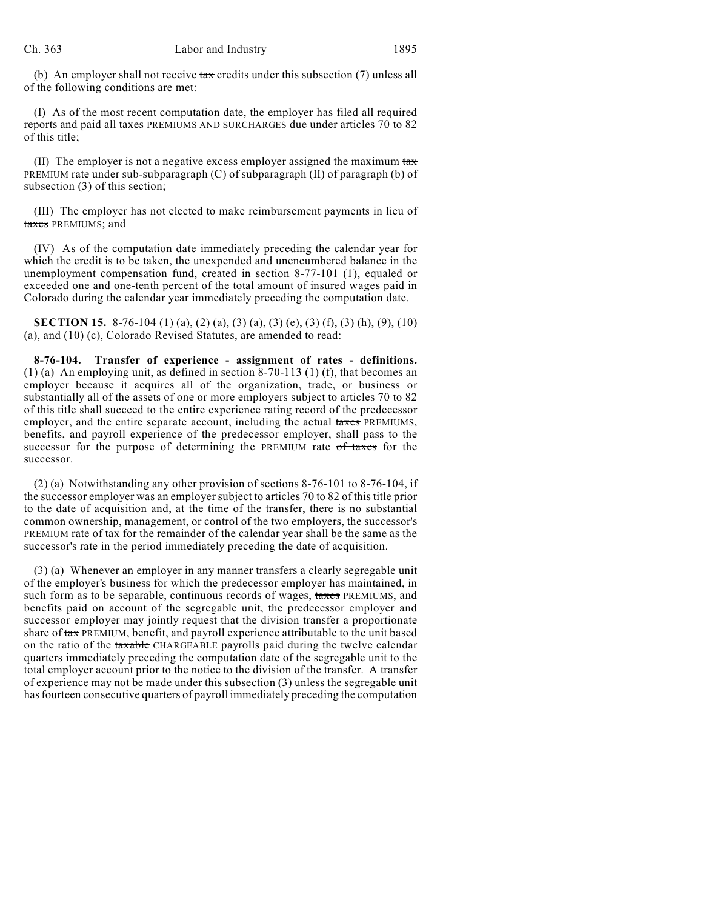(b) An employer shall not receive ~~tax~~ credits under this subsection (7) unless all of the following conditions are met:

(I) As of the most recent computation date, the employer has filed all required reports and paid all ~~taxes~~ PREMIUMS AND SURCHARGES due under articles 70 to 82 of this title;

(II) The employer is not a negative excess employer assigned the maximum ~~tax~~ PREMIUM rate under sub-subparagraph (C) of subparagraph (II) of paragraph (b) of subsection (3) of this section;

(III) The employer has not elected to make reimbursement payments in lieu of ~~taxes~~ PREMIUMS; and

(IV) As of the computation date immediately preceding the calendar year for which the credit is to be taken, the unexpended and unencumbered balance in the unemployment compensation fund, created in section 8-77-101 (1), equaled or exceeded one and one-tenth percent of the total amount of insured wages paid in Colorado during the calendar year immediately preceding the computation date.

**SECTION 15.** 8-76-104 (1) (a), (2) (a), (3) (a), (3) (e), (3) (f), (3) (h), (9), (10) (a), and (10) (c), Colorado Revised Statutes, are amended to read:

**8-76-104. Transfer of experience - assignment of rates - definitions.** (1) (a) An employing unit, as defined in section 8-70-113 (1) (f), that becomes an employer because it acquires all of the organization, trade, or business or substantially all of the assets of one or more employers subject to articles 70 to 82 of this title shall succeed to the entire experience rating record of the predecessor employer, and the entire separate account, including the actual ~~taxes~~ PREMIUMS, benefits, and payroll experience of the predecessor employer, shall pass to the successor for the purpose of determining the PREMIUM rate ~~of taxes~~ for the successor.

(2) (a) Notwithstanding any other provision of sections 8-76-101 to 8-76-104, if the successor employer was an employer subject to articles 70 to 82 of this title prior to the date of acquisition and, at the time of the transfer, there is no substantial common ownership, management, or control of the two employers, the successor's PREMIUM rate ~~of tax~~ for the remainder of the calendar year shall be the same as the successor's rate in the period immediately preceding the date of acquisition.

(3) (a) Whenever an employer in any manner transfers a clearly segregable unit of the employer's business for which the predecessor employer has maintained, in such form as to be separable, continuous records of wages, ~~taxes~~ PREMIUMS, and benefits paid on account of the segregable unit, the predecessor employer and successor employer may jointly request that the division transfer a proportionate share of ~~tax~~ PREMIUM, benefit, and payroll experience attributable to the unit based on the ratio of the ~~taxable~~ CHARGEABLE payrolls paid during the twelve calendar quarters immediately preceding the computation date of the segregable unit to the total employer account prior to the notice to the division of the transfer. A transfer of experience may not be made under this subsection (3) unless the segregable unit has fourteen consecutive quarters of payroll immediately preceding the computation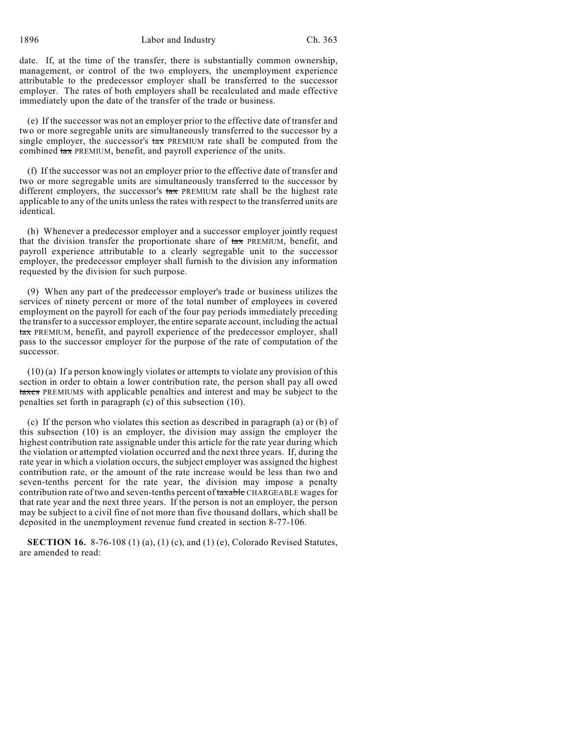date. If, at the time of the transfer, there is substantially common ownership, management, or control of the two employers, the unemployment experience attributable to the predecessor employer shall be transferred to the successor employer. The rates of both employers shall be recalculated and made effective immediately upon the date of the transfer of the trade or business.

(e) If the successor was not an employer prior to the effective date of transfer and two or more segregable units are simultaneously transferred to the successor by a single employer, the successor's ~~tax~~ PREMIUM rate shall be computed from the combined ~~tax~~ PREMIUM, benefit, and payroll experience of the units.

(f) If the successor was not an employer prior to the effective date of transfer and two or more segregable units are simultaneously transferred to the successor by different employers, the successor's ~~tax~~ PREMIUM rate shall be the highest rate applicable to any of the units unless the rates with respect to the transferred units are identical.

(h) Whenever a predecessor employer and a successor employer jointly request that the division transfer the proportionate share of ~~tax~~ PREMIUM, benefit, and payroll experience attributable to a clearly segregable unit to the successor employer, the predecessor employer shall furnish to the division any information requested by the division for such purpose.

(9) When any part of the predecessor employer's trade or business utilizes the services of ninety percent or more of the total number of employees in covered employment on the payroll for each of the four pay periods immediately preceding the transfer to a successor employer, the entire separate account, including the actual ~~tax~~ PREMIUM, benefit, and payroll experience of the predecessor employer, shall pass to the successor employer for the purpose of the rate of computation of the successor.

(10) (a) If a person knowingly violates or attempts to violate any provision of this section in order to obtain a lower contribution rate, the person shall pay all owed ~~taxes~~ PREMIUMS with applicable penalties and interest and may be subject to the penalties set forth in paragraph (c) of this subsection (10).

(c) If the person who violates this section as described in paragraph (a) or (b) of this subsection (10) is an employer, the division may assign the employer the highest contribution rate assignable under this article for the rate year during which the violation or attempted violation occurred and the next three years. If, during the rate year in which a violation occurs, the subject employer was assigned the highest contribution rate, or the amount of the rate increase would be less than two and seven-tenths percent for the rate year, the division may impose a penalty contribution rate of two and seven-tenths percent of ~~taxable~~ CHARGEABLE wages for that rate year and the next three years. If the person is not an employer, the person may be subject to a civil fine of not more than five thousand dollars, which shall be deposited in the unemployment revenue fund created in section 8-77-106.

**SECTION 16.** 8-76-108 (1) (a), (1) (c), and (1) (e), Colorado Revised Statutes, are amended to read: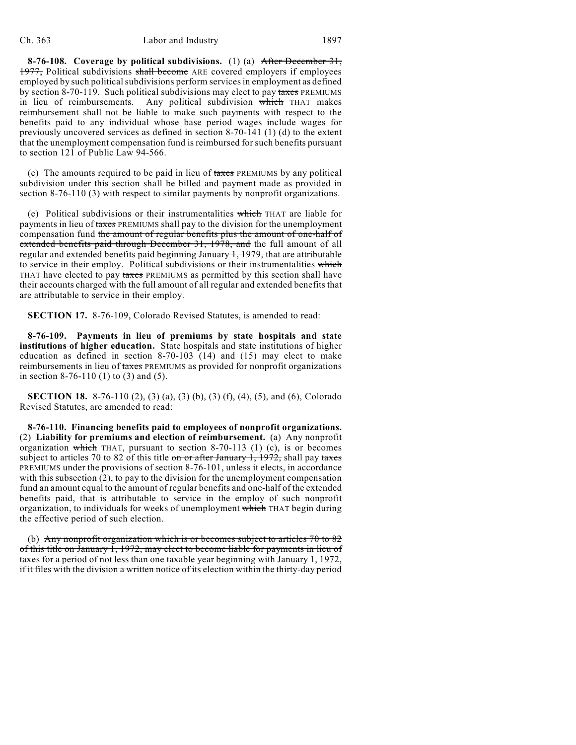**8-76-108. Coverage by political subdivisions.** (1) (a) ~~After December 31, 1977,~~ Political subdivisions ~~shall become~~ ARE covered employers if employees employed by such political subdivisions perform services in employment as defined by section 8-70-119. Such political subdivisions may elect to pay ~~taxes~~ PREMIUMS in lieu of reimbursements. Any political subdivision ~~which~~ THAT makes reimbursement shall not be liable to make such payments with respect to the benefits paid to any individual whose base period wages include wages for previously uncovered services as defined in section 8-70-141 (1) (d) to the extent that the unemployment compensation fund is reimbursed for such benefits pursuant to section 121 of Public Law 94-566.

(c) The amounts required to be paid in lieu of ~~taxes~~ PREMIUMS by any political subdivision under this section shall be billed and payment made as provided in section 8-76-110 (3) with respect to similar payments by nonprofit organizations.

(e) Political subdivisions or their instrumentalities ~~which~~ THAT are liable for payments in lieu of ~~taxes~~ PREMIUMS shall pay to the division for the unemployment compensation fund ~~the amount of regular benefits plus the amount of one-half of extended benefits paid through December 31, 1978, and~~ the full amount of all regular and extended benefits paid ~~beginning January 1, 1979,~~ that are attributable to service in their employ. Political subdivisions or their instrumentalities ~~which~~ THAT have elected to pay ~~taxes~~ PREMIUMS as permitted by this section shall have their accounts charged with the full amount of all regular and extended benefits that are attributable to service in their employ.

**SECTION 17.** 8-76-109, Colorado Revised Statutes, is amended to read:

**8-76-109. Payments in lieu of premiums by state hospitals and state institutions of higher education.** State hospitals and state institutions of higher education as defined in section 8-70-103 (14) and (15) may elect to make reimbursements in lieu of ~~taxes~~ PREMIUMS as provided for nonprofit organizations in section 8-76-110 (1) to (3) and (5).

**SECTION 18.** 8-76-110 (2), (3) (a), (3) (b), (3) (f), (4), (5), and (6), Colorado Revised Statutes, are amended to read:

**8-76-110. Financing benefits paid to employees of nonprofit organizations.** (2) **Liability for premiums and election of reimbursement.** (a) Any nonprofit organization ~~which~~ THAT, pursuant to section 8-70-113 (1) (c), is or becomes subject to articles 70 to 82 of this title ~~on or after January 1, 1972,~~ shall pay ~~taxes~~ PREMIUMS under the provisions of section 8-76-101, unless it elects, in accordance with this subsection (2), to pay to the division for the unemployment compensation fund an amount equal to the amount of regular benefits and one-half of the extended benefits paid, that is attributable to service in the employ of such nonprofit organization, to individuals for weeks of unemployment ~~which~~ THAT begin during the effective period of such election.

(b) ~~Any nonprofit organization which is or becomes subject to articles 70 to 82 of this title on January 1, 1972, may elect to become liable for payments in lieu of taxes for a period of not less than one taxable year beginning with January 1, 1972, if it files with the division a written notice of its election within the thirty-day period~~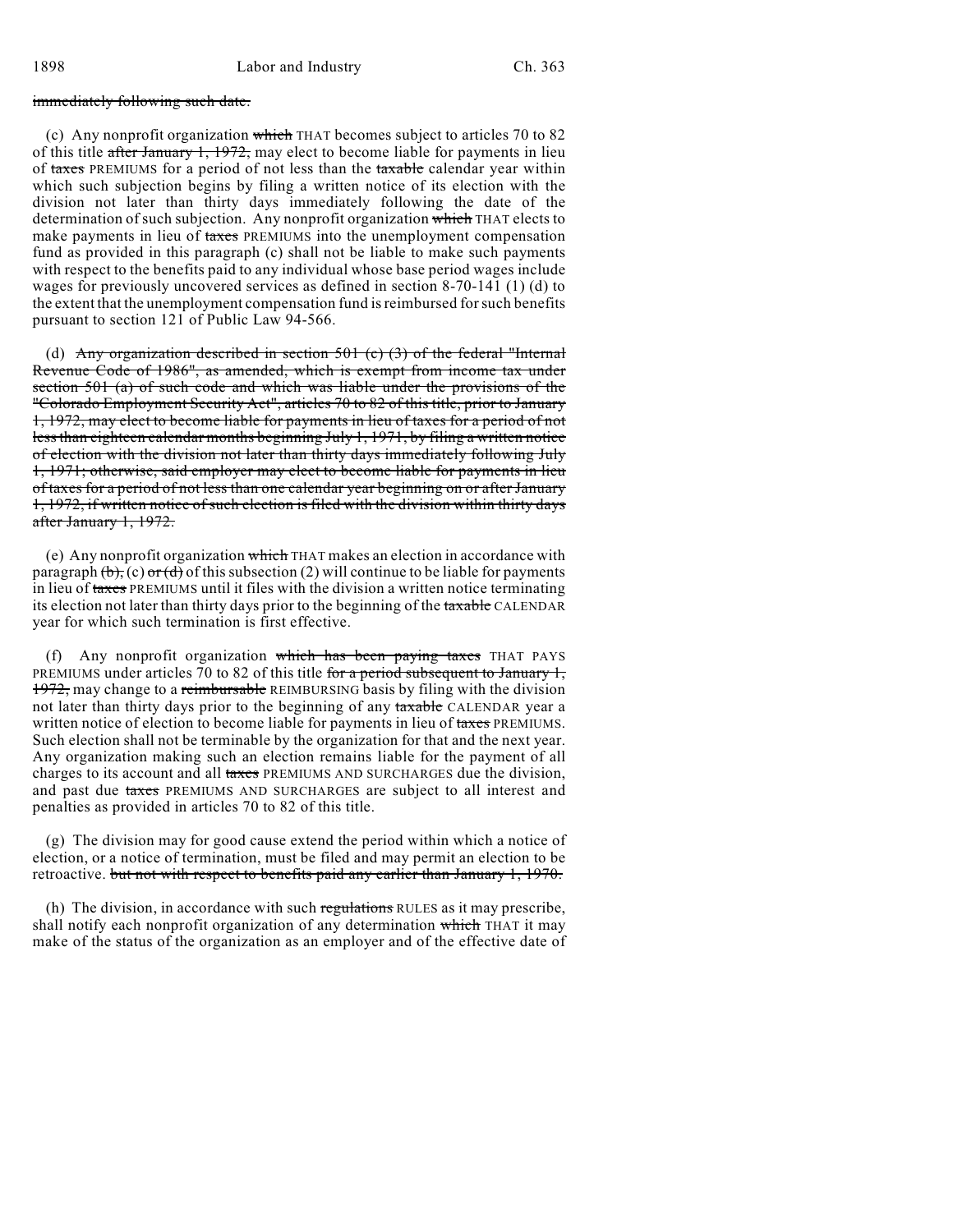~~immediately following such date.~~

(c) Any nonprofit organization ~~which~~ THAT becomes subject to articles 70 to 82 of this title ~~after January 1, 1972,~~ may elect to become liable for payments in lieu of ~~taxes~~ PREMIUMS for a period of not less than the ~~taxable~~ calendar year within which such subjection begins by filing a written notice of its election with the division not later than thirty days immediately following the date of the determination of such subjection. Any nonprofit organization ~~which~~ THAT elects to make payments in lieu of ~~taxes~~ PREMIUMS into the unemployment compensation fund as provided in this paragraph (c) shall not be liable to make such payments with respect to the benefits paid to any individual whose base period wages include wages for previously uncovered services as defined in section 8-70-141 (1) (d) to the extent that the unemployment compensation fund is reimbursed for such benefits pursuant to section 121 of Public Law 94-566.

(d) ~~Any organization described in section 501 (c) (3) of the federal "Internal Revenue Code of 1986", as amended, which is exempt from income tax under section 501 (a) of such code and which was liable under the provisions of the "Colorado Employment Security Act", articles 70 to 82 of this title, prior to January 1, 1972, may elect to become liable for payments in lieu of taxes for a period of not less than eighteen calendar months beginning July 1, 1971, by filing a written notice of election with the division not later than thirty days immediately following July 1, 1971; otherwise, said employer may elect to become liable for payments in lieu of taxes for a period of not less than one calendar year beginning on or after January 1, 1972, if written notice of such election is filed with the division within thirty days after January 1, 1972.~~

(e) Any nonprofit organization ~~which~~ THAT makes an election in accordance with paragraph ~~(b),~~ (c) ~~or (d)~~ of this subsection (2) will continue to be liable for payments in lieu of ~~taxes~~ PREMIUMS until it files with the division a written notice terminating its election not later than thirty days prior to the beginning of the ~~taxable~~ CALENDAR year for which such termination is first effective.

(f) Any nonprofit organization ~~which has been paying taxes~~ THAT PAYS PREMIUMS under articles 70 to 82 of this title ~~for a period subsequent to January 1, 1972,~~ may change to a ~~reimbursable~~ REIMBURSING basis by filing with the division not later than thirty days prior to the beginning of any ~~taxable~~ CALENDAR year a written notice of election to become liable for payments in lieu of ~~taxes~~ PREMIUMS. Such election shall not be terminable by the organization for that and the next year. Any organization making such an election remains liable for the payment of all charges to its account and all ~~taxes~~ PREMIUMS AND SURCHARGES due the division, and past due ~~taxes~~ PREMIUMS AND SURCHARGES are subject to all interest and penalties as provided in articles 70 to 82 of this title.

(g) The division may for good cause extend the period within which a notice of election, or a notice of termination, must be filed and may permit an election to be retroactive. ~~but not with respect to benefits paid any earlier than January 1, 1970.~~

(h) The division, in accordance with such ~~regulations~~ RULES as it may prescribe, shall notify each nonprofit organization of any determination ~~which~~ THAT it may make of the status of the organization as an employer and of the effective date of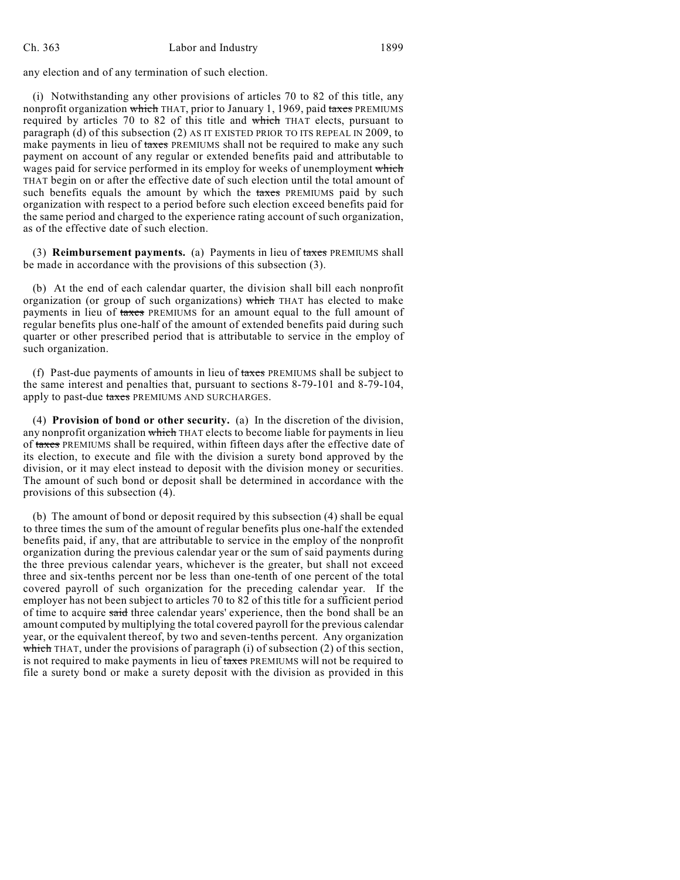any election and of any termination of such election.

(i) Notwithstanding any other provisions of articles 70 to 82 of this title, any nonprofit organization ~~which~~ THAT, prior to January 1, 1969, paid ~~taxes~~ PREMIUMS required by articles 70 to 82 of this title and ~~which~~ THAT elects, pursuant to paragraph (d) of this subsection (2) AS IT EXISTED PRIOR TO ITS REPEAL IN 2009, to make payments in lieu of ~~taxes~~ PREMIUMS shall not be required to make any such payment on account of any regular or extended benefits paid and attributable to wages paid for service performed in its employ for weeks of unemployment ~~which~~ THAT begin on or after the effective date of such election until the total amount of such benefits equals the amount by which the ~~taxes~~ PREMIUMS paid by such organization with respect to a period before such election exceed benefits paid for the same period and charged to the experience rating account of such organization, as of the effective date of such election.

(3) **Reimbursement payments.** (a) Payments in lieu of ~~taxes~~ PREMIUMS shall be made in accordance with the provisions of this subsection (3).

(b) At the end of each calendar quarter, the division shall bill each nonprofit organization (or group of such organizations) ~~which~~ THAT has elected to make payments in lieu of ~~taxes~~ PREMIUMS for an amount equal to the full amount of regular benefits plus one-half of the amount of extended benefits paid during such quarter or other prescribed period that is attributable to service in the employ of such organization.

(f) Past-due payments of amounts in lieu of ~~taxes~~ PREMIUMS shall be subject to the same interest and penalties that, pursuant to sections 8-79-101 and 8-79-104, apply to past-due ~~taxes~~ PREMIUMS AND SURCHARGES.

(4) **Provision of bond or other security.** (a) In the discretion of the division, any nonprofit organization ~~which~~ THAT elects to become liable for payments in lieu of ~~taxes~~ PREMIUMS shall be required, within fifteen days after the effective date of its election, to execute and file with the division a surety bond approved by the division, or it may elect instead to deposit with the division money or securities. The amount of such bond or deposit shall be determined in accordance with the provisions of this subsection (4).

(b) The amount of bond or deposit required by this subsection (4) shall be equal to three times the sum of the amount of regular benefits plus one-half the extended benefits paid, if any, that are attributable to service in the employ of the nonprofit organization during the previous calendar year or the sum of said payments during the three previous calendar years, whichever is the greater, but shall not exceed three and six-tenths percent nor be less than one-tenth of one percent of the total covered payroll of such organization for the preceding calendar year. If the employer has not been subject to articles 70 to 82 of this title for a sufficient period of time to acquire ~~said~~ three calendar years' experience, then the bond shall be an amount computed by multiplying the total covered payroll for the previous calendar year, or the equivalent thereof, by two and seven-tenths percent. Any organization ~~which~~ THAT, under the provisions of paragraph (i) of subsection (2) of this section, is not required to make payments in lieu of ~~taxes~~ PREMIUMS will not be required to file a surety bond or make a surety deposit with the division as provided in this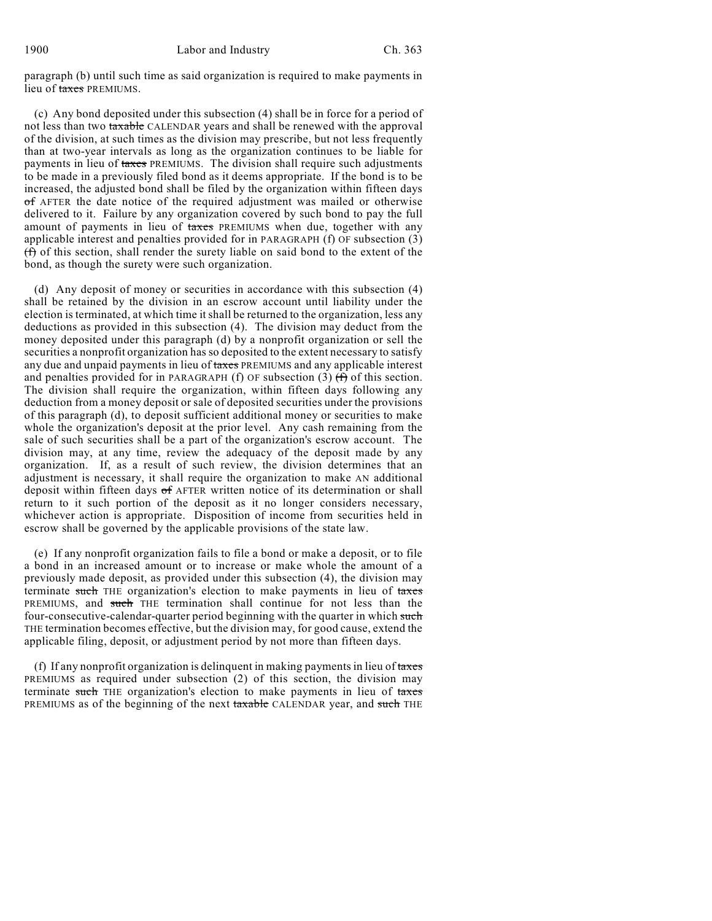paragraph (b) until such time as said organization is required to make payments in lieu of ~~taxes~~ PREMIUMS.

(c) Any bond deposited under this subsection (4) shall be in force for a period of not less than two ~~taxable~~ CALENDAR years and shall be renewed with the approval of the division, at such times as the division may prescribe, but not less frequently than at two-year intervals as long as the organization continues to be liable for payments in lieu of ~~taxes~~ PREMIUMS. The division shall require such adjustments to be made in a previously filed bond as it deems appropriate. If the bond is to be increased, the adjusted bond shall be filed by the organization within fifteen days ~~of~~ AFTER the date notice of the required adjustment was mailed or otherwise delivered to it. Failure by any organization covered by such bond to pay the full amount of payments in lieu of ~~taxes~~ PREMIUMS when due, together with any applicable interest and penalties provided for in PARAGRAPH (f) OF subsection (3) ~~(f)~~ of this section, shall render the surety liable on said bond to the extent of the bond, as though the surety were such organization.

(d) Any deposit of money or securities in accordance with this subsection (4) shall be retained by the division in an escrow account until liability under the election is terminated, at which time it shall be returned to the organization, less any deductions as provided in this subsection (4). The division may deduct from the money deposited under this paragraph (d) by a nonprofit organization or sell the securities a nonprofit organization has so deposited to the extent necessary to satisfy any due and unpaid payments in lieu of ~~taxes~~ PREMIUMS and any applicable interest and penalties provided for in PARAGRAPH (f) OF subsection (3) ~~(f)~~ of this section. The division shall require the organization, within fifteen days following any deduction from a money deposit or sale of deposited securities under the provisions of this paragraph (d), to deposit sufficient additional money or securities to make whole the organization's deposit at the prior level. Any cash remaining from the sale of such securities shall be a part of the organization's escrow account. The division may, at any time, review the adequacy of the deposit made by any organization. If, as a result of such review, the division determines that an adjustment is necessary, it shall require the organization to make AN additional deposit within fifteen days ~~of~~ AFTER written notice of its determination or shall return to it such portion of the deposit as it no longer considers necessary, whichever action is appropriate. Disposition of income from securities held in escrow shall be governed by the applicable provisions of the state law.

(e) If any nonprofit organization fails to file a bond or make a deposit, or to file a bond in an increased amount or to increase or make whole the amount of a previously made deposit, as provided under this subsection (4), the division may terminate ~~such~~ THE organization's election to make payments in lieu of ~~taxes~~ PREMIUMS, and ~~such~~ THE termination shall continue for not less than the four-consecutive-calendar-quarter period beginning with the quarter in which ~~such~~ THE termination becomes effective, but the division may, for good cause, extend the applicable filing, deposit, or adjustment period by not more than fifteen days.

(f) If any nonprofit organization is delinquent in making payments in lieu of ~~taxes~~ PREMIUMS as required under subsection (2) of this section, the division may terminate ~~such~~ THE organization's election to make payments in lieu of ~~taxes~~ PREMIUMS as of the beginning of the next ~~taxable~~ CALENDAR year, and ~~such~~ THE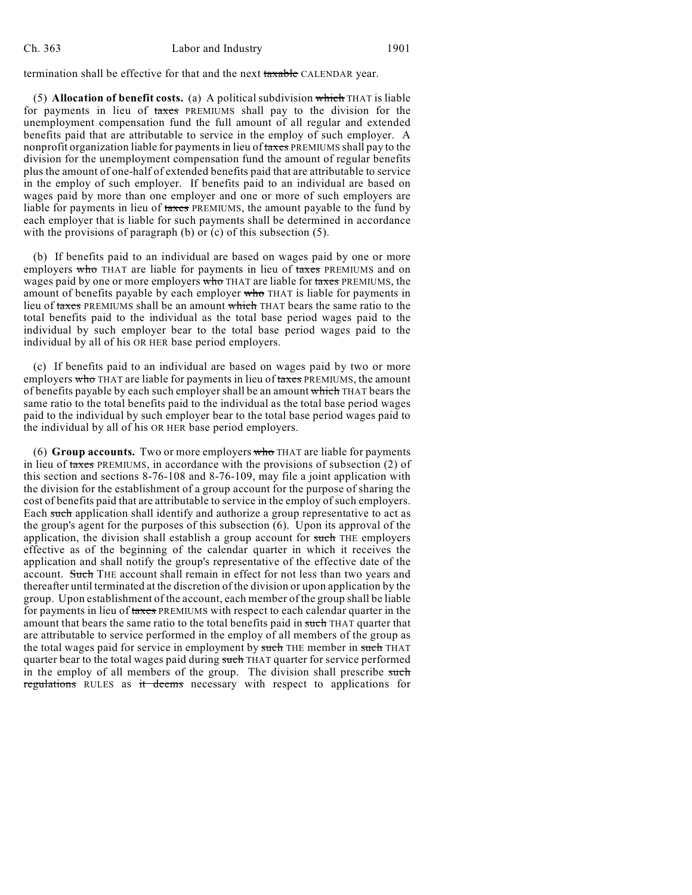termination shall be effective for that and the next ~~taxable~~ CALENDAR year.

(5) **Allocation of benefit costs.** (a) A political subdivision ~~which~~ THAT is liable for payments in lieu of ~~taxes~~ PREMIUMS shall pay to the division for the unemployment compensation fund the full amount of all regular and extended benefits paid that are attributable to service in the employ of such employer. A nonprofit organization liable for payments in lieu of ~~taxes~~ PREMIUMS shall pay to the division for the unemployment compensation fund the amount of regular benefits plus the amount of one-half of extended benefits paid that are attributable to service in the employ of such employer. If benefits paid to an individual are based on wages paid by more than one employer and one or more of such employers are liable for payments in lieu of ~~taxes~~ PREMIUMS, the amount payable to the fund by each employer that is liable for such payments shall be determined in accordance with the provisions of paragraph (b) or (c) of this subsection (5).

(b) If benefits paid to an individual are based on wages paid by one or more employers ~~who~~ THAT are liable for payments in lieu of ~~taxes~~ PREMIUMS and on wages paid by one or more employers ~~who~~ THAT are liable for ~~taxes~~ PREMIUMS, the amount of benefits payable by each employer ~~who~~ THAT is liable for payments in lieu of ~~taxes~~ PREMIUMS shall be an amount ~~which~~ THAT bears the same ratio to the total benefits paid to the individual as the total base period wages paid to the individual by such employer bear to the total base period wages paid to the individual by all of his OR HER base period employers.

(c) If benefits paid to an individual are based on wages paid by two or more employers ~~who~~ THAT are liable for payments in lieu of ~~taxes~~ PREMIUMS, the amount of benefits payable by each such employer shall be an amount ~~which~~ THAT bears the same ratio to the total benefits paid to the individual as the total base period wages paid to the individual by such employer bear to the total base period wages paid to the individual by all of his OR HER base period employers.

(6) **Group accounts.** Two or more employers ~~who~~ THAT are liable for payments in lieu of ~~taxes~~ PREMIUMS, in accordance with the provisions of subsection (2) of this section and sections 8-76-108 and 8-76-109, may file a joint application with the division for the establishment of a group account for the purpose of sharing the cost of benefits paid that are attributable to service in the employ of such employers. Each ~~such~~ application shall identify and authorize a group representative to act as the group's agent for the purposes of this subsection (6). Upon its approval of the application, the division shall establish a group account for ~~such~~ THE employers effective as of the beginning of the calendar quarter in which it receives the application and shall notify the group's representative of the effective date of the account. ~~Such~~ THE account shall remain in effect for not less than two years and thereafter until terminated at the discretion of the division or upon application by the group. Upon establishment of the account, each member of the group shall be liable for payments in lieu of ~~taxes~~ PREMIUMS with respect to each calendar quarter in the amount that bears the same ratio to the total benefits paid in ~~such~~ THAT quarter that are attributable to service performed in the employ of all members of the group as the total wages paid for service in employment by ~~such~~ THE member in ~~such~~ THAT quarter bear to the total wages paid during ~~such~~ THAT quarter for service performed in the employ of all members of the group. The division shall prescribe ~~such regulations~~ RULES as ~~it deems~~ necessary with respect to applications for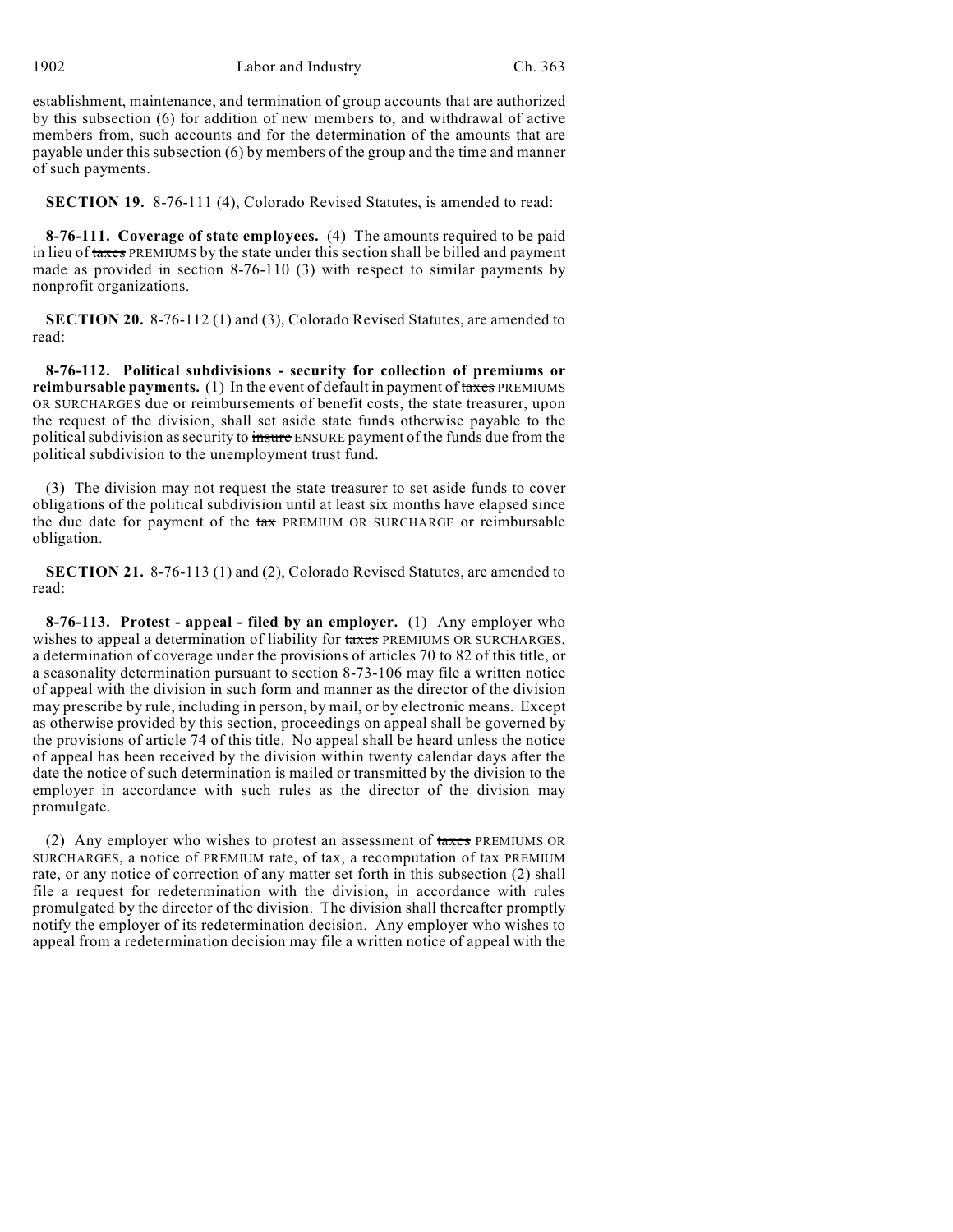establishment, maintenance, and termination of group accounts that are authorized by this subsection (6) for addition of new members to, and withdrawal of active members from, such accounts and for the determination of the amounts that are payable under this subsection (6) by members of the group and the time and manner of such payments.

**SECTION 19.** 8-76-111 (4), Colorado Revised Statutes, is amended to read:

**8-76-111. Coverage of state employees.** (4) The amounts required to be paid in lieu of ~~taxes~~ PREMIUMS by the state under this section shall be billed and payment made as provided in section 8-76-110 (3) with respect to similar payments by nonprofit organizations.

**SECTION 20.** 8-76-112 (1) and (3), Colorado Revised Statutes, are amended to read:

**8-76-112. Political subdivisions - security for collection of premiums or reimbursable payments.** (1) In the event of default in payment of ~~taxes~~ PREMIUMS OR SURCHARGES due or reimbursements of benefit costs, the state treasurer, upon the request of the division, shall set aside state funds otherwise payable to the political subdivision as security to ~~insure~~ ENSURE payment of the funds due from the political subdivision to the unemployment trust fund.

(3) The division may not request the state treasurer to set aside funds to cover obligations of the political subdivision until at least six months have elapsed since the due date for payment of the ~~tax~~ PREMIUM OR SURCHARGE or reimbursable obligation.

**SECTION 21.** 8-76-113 (1) and (2), Colorado Revised Statutes, are amended to read:

**8-76-113. Protest - appeal - filed by an employer.** (1) Any employer who wishes to appeal a determination of liability for ~~taxes~~ PREMIUMS OR SURCHARGES, a determination of coverage under the provisions of articles 70 to 82 of this title, or a seasonality determination pursuant to section 8-73-106 may file a written notice of appeal with the division in such form and manner as the director of the division may prescribe by rule, including in person, by mail, or by electronic means. Except as otherwise provided by this section, proceedings on appeal shall be governed by the provisions of article 74 of this title. No appeal shall be heard unless the notice of appeal has been received by the division within twenty calendar days after the date the notice of such determination is mailed or transmitted by the division to the employer in accordance with such rules as the director of the division may promulgate.

(2) Any employer who wishes to protest an assessment of ~~taxes~~ PREMIUMS OR SURCHARGES, a notice of PREMIUM rate, ~~of tax,~~ a recomputation of ~~tax~~ PREMIUM rate, or any notice of correction of any matter set forth in this subsection (2) shall file a request for redetermination with the division, in accordance with rules promulgated by the director of the division. The division shall thereafter promptly notify the employer of its redetermination decision. Any employer who wishes to appeal from a redetermination decision may file a written notice of appeal with the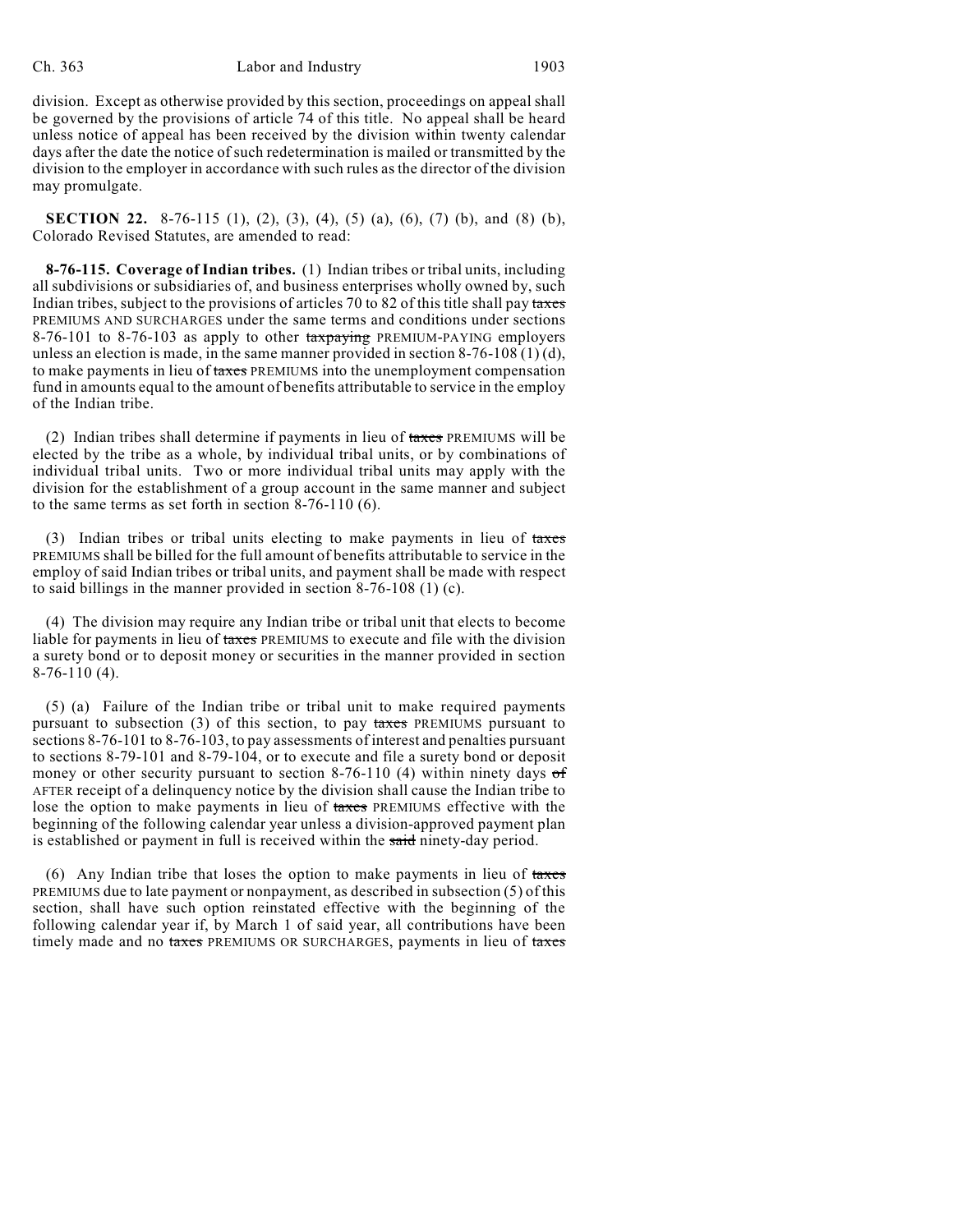division. Except as otherwise provided by this section, proceedings on appeal shall be governed by the provisions of article 74 of this title. No appeal shall be heard unless notice of appeal has been received by the division within twenty calendar days after the date the notice of such redetermination is mailed or transmitted by the division to the employer in accordance with such rules as the director of the division may promulgate.

**SECTION 22.** 8-76-115 (1), (2), (3), (4), (5) (a), (6), (7) (b), and (8) (b), Colorado Revised Statutes, are amended to read:

**8-76-115. Coverage of Indian tribes.** (1) Indian tribes or tribal units, including all subdivisions or subsidiaries of, and business enterprises wholly owned by, such Indian tribes, subject to the provisions of articles 70 to 82 of this title shall pay ~~taxes~~ PREMIUMS AND SURCHARGES under the same terms and conditions under sections 8-76-101 to 8-76-103 as apply to other ~~taxpaying~~ PREMIUM-PAYING employers unless an election is made, in the same manner provided in section 8-76-108 (1) (d), to make payments in lieu of ~~taxes~~ PREMIUMS into the unemployment compensation fund in amounts equal to the amount of benefits attributable to service in the employ of the Indian tribe.

(2) Indian tribes shall determine if payments in lieu of ~~taxes~~ PREMIUMS will be elected by the tribe as a whole, by individual tribal units, or by combinations of individual tribal units. Two or more individual tribal units may apply with the division for the establishment of a group account in the same manner and subject to the same terms as set forth in section 8-76-110 (6).

(3) Indian tribes or tribal units electing to make payments in lieu of ~~taxes~~ PREMIUMS shall be billed for the full amount of benefits attributable to service in the employ of said Indian tribes or tribal units, and payment shall be made with respect to said billings in the manner provided in section 8-76-108 (1) (c).

(4) The division may require any Indian tribe or tribal unit that elects to become liable for payments in lieu of ~~taxes~~ PREMIUMS to execute and file with the division a surety bond or to deposit money or securities in the manner provided in section 8-76-110 (4).

(5) (a) Failure of the Indian tribe or tribal unit to make required payments pursuant to subsection (3) of this section, to pay ~~taxes~~ PREMIUMS pursuant to sections 8-76-101 to 8-76-103, to pay assessments of interest and penalties pursuant to sections 8-79-101 and 8-79-104, or to execute and file a surety bond or deposit money or other security pursuant to section 8-76-110 (4) within ninety days ~~of~~ AFTER receipt of a delinquency notice by the division shall cause the Indian tribe to lose the option to make payments in lieu of ~~taxes~~ PREMIUMS effective with the beginning of the following calendar year unless a division-approved payment plan is established or payment in full is received within the ~~said~~ ninety-day period.

(6) Any Indian tribe that loses the option to make payments in lieu of ~~taxes~~ PREMIUMS due to late payment or nonpayment, as described in subsection (5) of this section, shall have such option reinstated effective with the beginning of the following calendar year if, by March 1 of said year, all contributions have been timely made and no ~~taxes~~ PREMIUMS OR SURCHARGES, payments in lieu of ~~taxes~~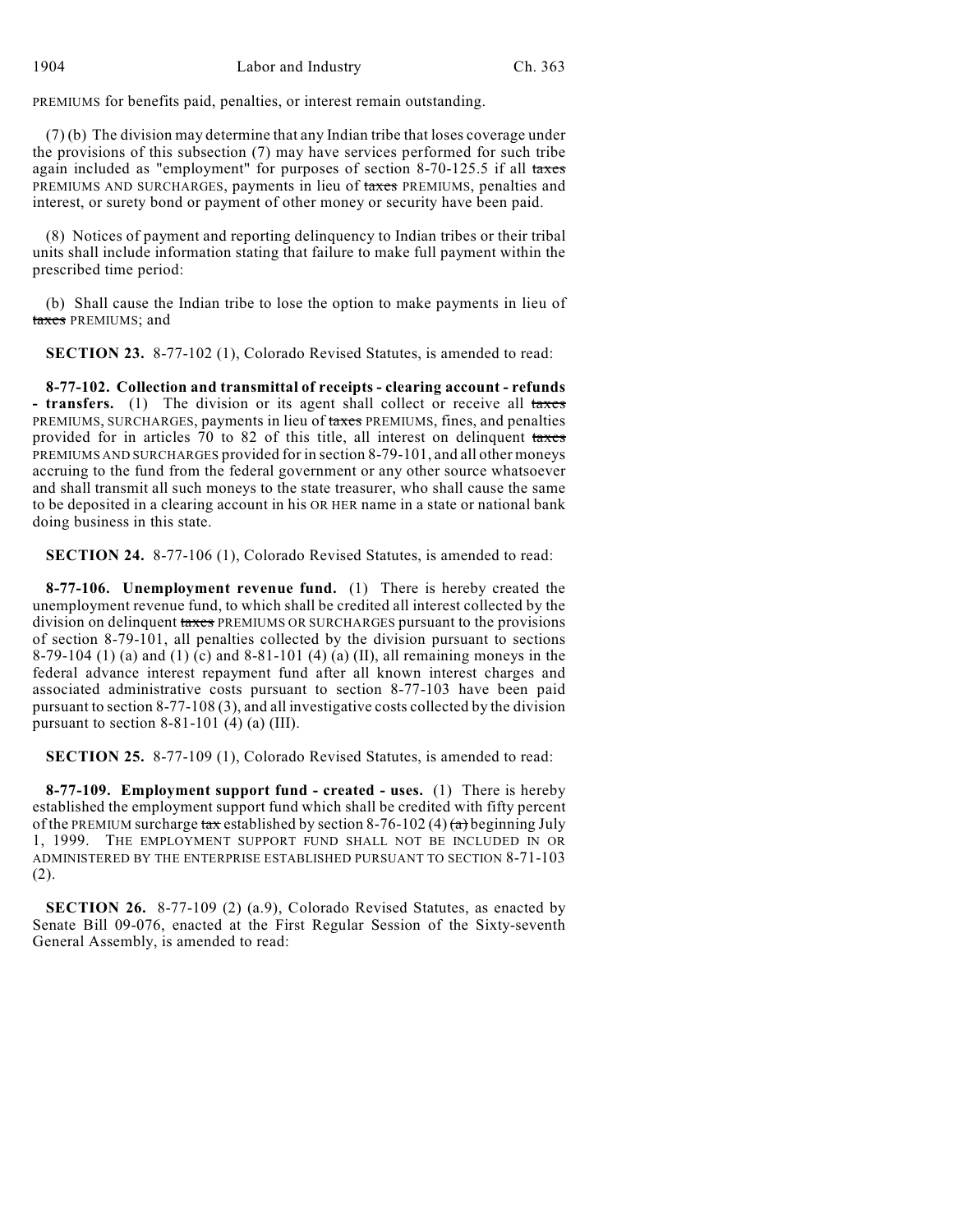PREMIUMS for benefits paid, penalties, or interest remain outstanding.

(7) (b) The division may determine that any Indian tribe that loses coverage under the provisions of this subsection (7) may have services performed for such tribe again included as "employment" for purposes of section 8-70-125.5 if all ~~taxes~~ PREMIUMS AND SURCHARGES, payments in lieu of ~~taxes~~ PREMIUMS, penalties and interest, or surety bond or payment of other money or security have been paid.

(8) Notices of payment and reporting delinquency to Indian tribes or their tribal units shall include information stating that failure to make full payment within the prescribed time period:

(b) Shall cause the Indian tribe to lose the option to make payments in lieu of ~~taxes~~ PREMIUMS; and

**SECTION 23.** 8-77-102 (1), Colorado Revised Statutes, is amended to read:

**8-77-102. Collection and transmittal of receipts - clearing account - refunds - transfers.** (1) The division or its agent shall collect or receive all ~~taxes~~ PREMIUMS, SURCHARGES, payments in lieu of ~~taxes~~ PREMIUMS, fines, and penalties provided for in articles 70 to 82 of this title, all interest on delinquent ~~taxes~~ PREMIUMS AND SURCHARGES provided for in section 8-79-101, and all other moneys accruing to the fund from the federal government or any other source whatsoever and shall transmit all such moneys to the state treasurer, who shall cause the same to be deposited in a clearing account in his OR HER name in a state or national bank doing business in this state.

**SECTION 24.** 8-77-106 (1), Colorado Revised Statutes, is amended to read:

**8-77-106. Unemployment revenue fund.** (1) There is hereby created the unemployment revenue fund, to which shall be credited all interest collected by the division on delinquent ~~taxes~~ PREMIUMS OR SURCHARGES pursuant to the provisions of section 8-79-101, all penalties collected by the division pursuant to sections 8-79-104 (1) (a) and (1) (c) and 8-81-101 (4) (a) (II), all remaining moneys in the federal advance interest repayment fund after all known interest charges and associated administrative costs pursuant to section 8-77-103 have been paid pursuant to section 8-77-108 (3), and all investigative costs collected by the division pursuant to section 8-81-101 (4) (a) (III).

**SECTION 25.** 8-77-109 (1), Colorado Revised Statutes, is amended to read:

**8-77-109. Employment support fund - created - uses.** (1) There is hereby established the employment support fund which shall be credited with fifty percent of the PREMIUM surcharge ~~tax~~ established by section 8-76-102 (4) ~~(a)~~ beginning July 1, 1999. THE EMPLOYMENT SUPPORT FUND SHALL NOT BE INCLUDED IN OR ADMINISTERED BY THE ENTERPRISE ESTABLISHED PURSUANT TO SECTION 8-71-103 (2).

**SECTION 26.** 8-77-109 (2) (a.9), Colorado Revised Statutes, as enacted by Senate Bill 09-076, enacted at the First Regular Session of the Sixty-seventh General Assembly, is amended to read: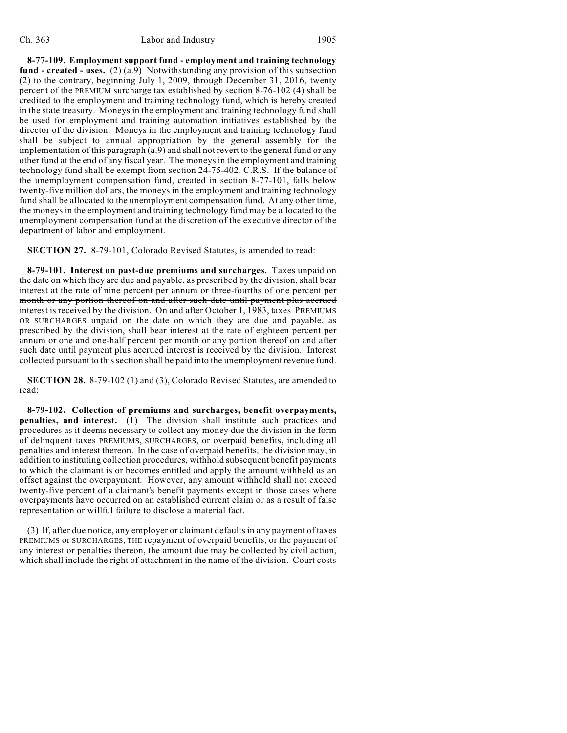**8-77-109. Employment support fund - employment and training technology fund - created - uses.** (2) (a.9) Notwithstanding any provision of this subsection (2) to the contrary, beginning July 1, 2009, through December 31, 2016, twenty percent of the PREMIUM surcharge ~~tax~~ established by section 8-76-102 (4) shall be credited to the employment and training technology fund, which is hereby created in the state treasury. Moneys in the employment and training technology fund shall be used for employment and training automation initiatives established by the director of the division. Moneys in the employment and training technology fund shall be subject to annual appropriation by the general assembly for the implementation of this paragraph (a.9) and shall not revert to the general fund or any other fund at the end of any fiscal year. The moneys in the employment and training technology fund shall be exempt from section 24-75-402, C.R.S. If the balance of the unemployment compensation fund, created in section 8-77-101, falls below twenty-five million dollars, the moneys in the employment and training technology fund shall be allocated to the unemployment compensation fund. At any other time, the moneys in the employment and training technology fund may be allocated to the unemployment compensation fund at the discretion of the executive director of the department of labor and employment.

**SECTION 27.** 8-79-101, Colorado Revised Statutes, is amended to read:

**8-79-101. Interest on past-due premiums and surcharges.** ~~Taxes unpaid on the date on which they are due and payable, as prescribed by the division, shall bear interest at the rate of nine percent per annum or three-fourths of one percent per month or any portion thereof on and after such date until payment plus accrued interest is received by the division. On and after October 1, 1983, taxes~~ PREMIUMS OR SURCHARGES unpaid on the date on which they are due and payable, as prescribed by the division, shall bear interest at the rate of eighteen percent per annum or one and one-half percent per month or any portion thereof on and after such date until payment plus accrued interest is received by the division. Interest collected pursuant to this section shall be paid into the unemployment revenue fund.

**SECTION 28.** 8-79-102 (1) and (3), Colorado Revised Statutes, are amended to read:

**8-79-102. Collection of premiums and surcharges, benefit overpayments, penalties, and interest.** (1) The division shall institute such practices and procedures as it deems necessary to collect any money due the division in the form of delinquent ~~taxes~~ PREMIUMS, SURCHARGES, or overpaid benefits, including all penalties and interest thereon. In the case of overpaid benefits, the division may, in addition to instituting collection procedures, withhold subsequent benefit payments to which the claimant is or becomes entitled and apply the amount withheld as an offset against the overpayment. However, any amount withheld shall not exceed twenty-five percent of a claimant's benefit payments except in those cases where overpayments have occurred on an established current claim or as a result of false representation or willful failure to disclose a material fact.

(3) If, after due notice, any employer or claimant defaults in any payment of ~~taxes~~ PREMIUMS or SURCHARGES, THE repayment of overpaid benefits, or the payment of any interest or penalties thereon, the amount due may be collected by civil action, which shall include the right of attachment in the name of the division. Court costs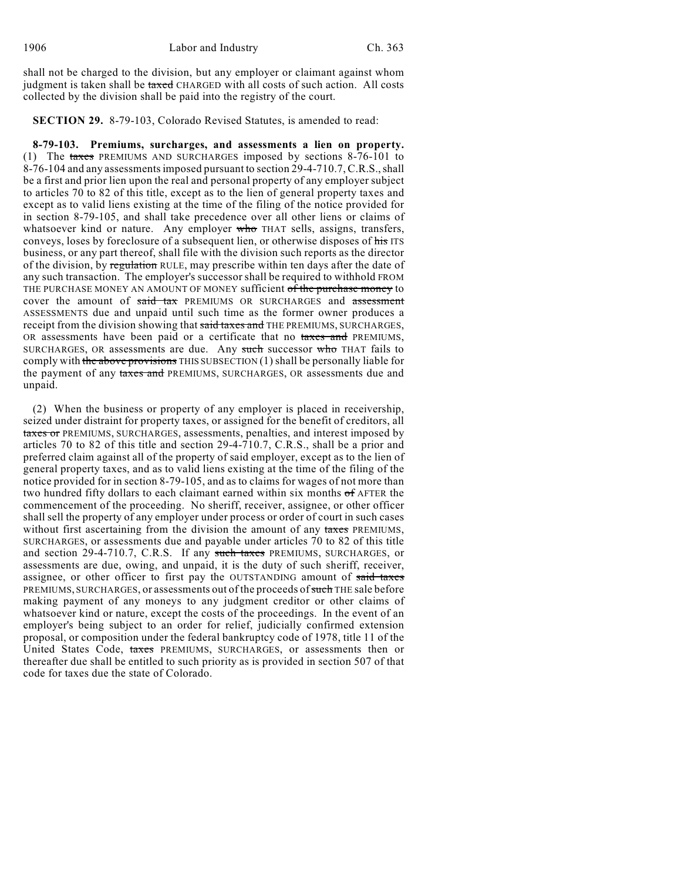shall not be charged to the division, but any employer or claimant against whom judgment is taken shall be ~~taxed~~ CHARGED with all costs of such action. All costs collected by the division shall be paid into the registry of the court.

**SECTION 29.** 8-79-103, Colorado Revised Statutes, is amended to read:

**8-79-103. Premiums, surcharges, and assessments a lien on property.** (1) The ~~taxes~~ PREMIUMS AND SURCHARGES imposed by sections 8-76-101 to 8-76-104 and any assessments imposed pursuant to section 29-4-710.7, C.R.S., shall be a first and prior lien upon the real and personal property of any employer subject to articles 70 to 82 of this title, except as to the lien of general property taxes and except as to valid liens existing at the time of the filing of the notice provided for in section 8-79-105, and shall take precedence over all other liens or claims of whatsoever kind or nature. Any employer ~~who~~ THAT sells, assigns, transfers, conveys, loses by foreclosure of a subsequent lien, or otherwise disposes of ~~his~~ ITS business, or any part thereof, shall file with the division such reports as the director of the division, by ~~regulation~~ RULE, may prescribe within ten days after the date of any such transaction. The employer's successor shall be required to withhold FROM THE PURCHASE MONEY AN AMOUNT OF MONEY sufficient ~~of the purchase money~~ to cover the amount of ~~said tax~~ PREMIUMS OR SURCHARGES and ~~assessment~~ ASSESSMENTS due and unpaid until such time as the former owner produces a receipt from the division showing that ~~said taxes and~~ THE PREMIUMS, SURCHARGES, OR assessments have been paid or a certificate that no ~~taxes and~~ PREMIUMS, SURCHARGES, OR assessments are due. Any ~~such~~ successor ~~who~~ THAT fails to comply with ~~the above provisions~~ THIS SUBSECTION (1) shall be personally liable for the payment of any ~~taxes and~~ PREMIUMS, SURCHARGES, OR assessments due and unpaid.

(2) When the business or property of any employer is placed in receivership, seized under distraint for property taxes, or assigned for the benefit of creditors, all ~~taxes or~~ PREMIUMS, SURCHARGES, assessments, penalties, and interest imposed by articles 70 to 82 of this title and section 29-4-710.7, C.R.S., shall be a prior and preferred claim against all of the property of said employer, except as to the lien of general property taxes, and as to valid liens existing at the time of the filing of the notice provided for in section 8-79-105, and as to claims for wages of not more than two hundred fifty dollars to each claimant earned within six months ~~of~~ AFTER the commencement of the proceeding. No sheriff, receiver, assignee, or other officer shall sell the property of any employer under process or order of court in such cases without first ascertaining from the division the amount of any ~~taxes~~ PREMIUMS, SURCHARGES, or assessments due and payable under articles 70 to 82 of this title and section 29-4-710.7, C.R.S. If any ~~such taxes~~ PREMIUMS, SURCHARGES, or assessments are due, owing, and unpaid, it is the duty of such sheriff, receiver, assignee, or other officer to first pay the OUTSTANDING amount of ~~said taxes~~ PREMIUMS, SURCHARGES, or assessments out of the proceeds of ~~such~~ THE sale before making payment of any moneys to any judgment creditor or other claims of whatsoever kind or nature, except the costs of the proceedings. In the event of an employer's being subject to an order for relief, judicially confirmed extension proposal, or composition under the federal bankruptcy code of 1978, title 11 of the United States Code, ~~taxes~~ PREMIUMS, SURCHARGES, or assessments then or thereafter due shall be entitled to such priority as is provided in section 507 of that code for taxes due the state of Colorado.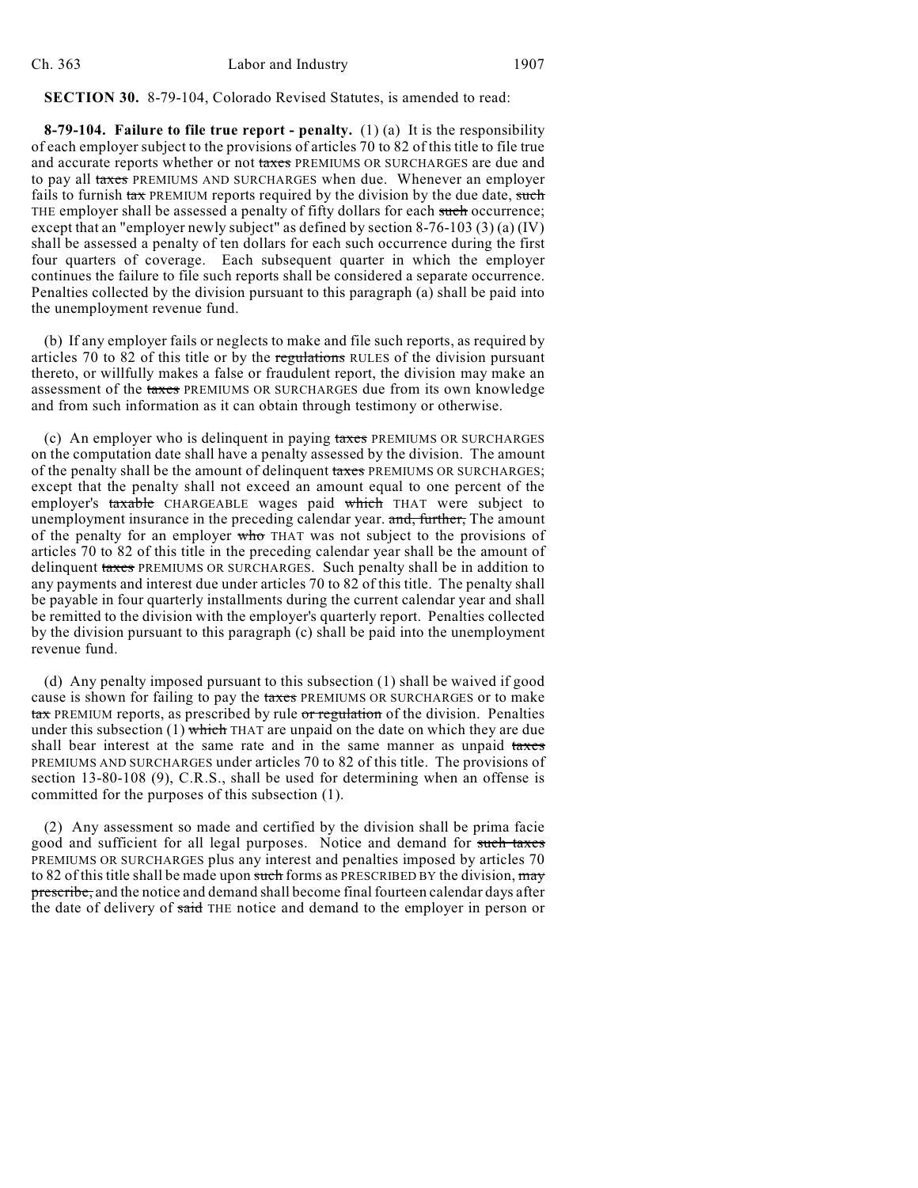**SECTION 30.** 8-79-104, Colorado Revised Statutes, is amended to read:

**8-79-104. Failure to file true report - penalty.** (1) (a) It is the responsibility of each employer subject to the provisions of articles 70 to 82 of this title to file true and accurate reports whether or not ~~taxes~~ PREMIUMS OR SURCHARGES are due and to pay all ~~taxes~~ PREMIUMS AND SURCHARGES when due. Whenever an employer fails to furnish ~~tax~~ PREMIUM reports required by the division by the due date, ~~such~~ THE employer shall be assessed a penalty of fifty dollars for each ~~such~~ occurrence; except that an "employer newly subject" as defined by section 8-76-103 (3) (a) (IV) shall be assessed a penalty of ten dollars for each such occurrence during the first four quarters of coverage. Each subsequent quarter in which the employer continues the failure to file such reports shall be considered a separate occurrence. Penalties collected by the division pursuant to this paragraph (a) shall be paid into the unemployment revenue fund.

(b) If any employer fails or neglects to make and file such reports, as required by articles 70 to 82 of this title or by the ~~regulations~~ RULES of the division pursuant thereto, or willfully makes a false or fraudulent report, the division may make an assessment of the ~~taxes~~ PREMIUMS OR SURCHARGES due from its own knowledge and from such information as it can obtain through testimony or otherwise.

(c) An employer who is delinquent in paying ~~taxes~~ PREMIUMS OR SURCHARGES on the computation date shall have a penalty assessed by the division. The amount of the penalty shall be the amount of delinquent ~~taxes~~ PREMIUMS OR SURCHARGES; except that the penalty shall not exceed an amount equal to one percent of the employer's ~~taxable~~ CHARGEABLE wages paid ~~which~~ THAT were subject to unemployment insurance in the preceding calendar year. ~~and, further,~~ The amount of the penalty for an employer ~~who~~ THAT was not subject to the provisions of articles 70 to 82 of this title in the preceding calendar year shall be the amount of delinquent ~~taxes~~ PREMIUMS OR SURCHARGES. Such penalty shall be in addition to any payments and interest due under articles 70 to 82 of this title. The penalty shall be payable in four quarterly installments during the current calendar year and shall be remitted to the division with the employer's quarterly report. Penalties collected by the division pursuant to this paragraph (c) shall be paid into the unemployment revenue fund.

(d) Any penalty imposed pursuant to this subsection (1) shall be waived if good cause is shown for failing to pay the ~~taxes~~ PREMIUMS OR SURCHARGES or to make ~~tax~~ PREMIUM reports, as prescribed by rule ~~or regulation~~ of the division. Penalties under this subsection (1) ~~which~~ THAT are unpaid on the date on which they are due shall bear interest at the same rate and in the same manner as unpaid ~~taxes~~ PREMIUMS AND SURCHARGES under articles 70 to 82 of this title. The provisions of section 13-80-108 (9), C.R.S., shall be used for determining when an offense is committed for the purposes of this subsection (1).

(2) Any assessment so made and certified by the division shall be prima facie good and sufficient for all legal purposes. Notice and demand for ~~such taxes~~ PREMIUMS OR SURCHARGES plus any interest and penalties imposed by articles 70 to 82 of this title shall be made upon ~~such~~ forms as PRESCRIBED BY the division, ~~may prescribe,~~ and the notice and demand shall become final fourteen calendar days after the date of delivery of ~~said~~ THE notice and demand to the employer in person or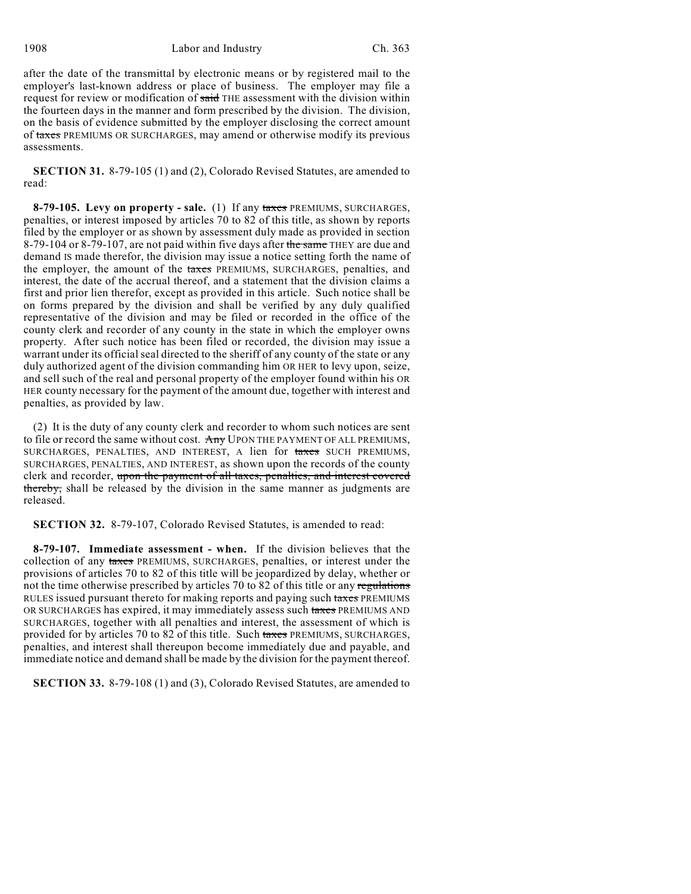after the date of the transmittal by electronic means or by registered mail to the employer's last-known address or place of business. The employer may file a request for review or modification of ~~said~~ THE assessment with the division within the fourteen days in the manner and form prescribed by the division. The division, on the basis of evidence submitted by the employer disclosing the correct amount of ~~taxes~~ PREMIUMS OR SURCHARGES, may amend or otherwise modify its previous assessments.

**SECTION 31.** 8-79-105 (1) and (2), Colorado Revised Statutes, are amended to read:

**8-79-105. Levy on property - sale.** (1) If any ~~taxes~~ PREMIUMS, SURCHARGES, penalties, or interest imposed by articles 70 to 82 of this title, as shown by reports filed by the employer or as shown by assessment duly made as provided in section 8-79-104 or 8-79-107, are not paid within five days after ~~the same~~ THEY are due and demand IS made therefor, the division may issue a notice setting forth the name of the employer, the amount of the ~~taxes~~ PREMIUMS, SURCHARGES, penalties, and interest, the date of the accrual thereof, and a statement that the division claims a first and prior lien therefor, except as provided in this article. Such notice shall be on forms prepared by the division and shall be verified by any duly qualified representative of the division and may be filed or recorded in the office of the county clerk and recorder of any county in the state in which the employer owns property. After such notice has been filed or recorded, the division may issue a warrant under its official seal directed to the sheriff of any county of the state or any duly authorized agent of the division commanding him OR HER to levy upon, seize, and sell such of the real and personal property of the employer found within his OR HER county necessary for the payment of the amount due, together with interest and penalties, as provided by law.

(2) It is the duty of any county clerk and recorder to whom such notices are sent to file or record the same without cost. ~~Any~~ UPON THE PAYMENT OF ALL PREMIUMS, SURCHARGES, PENALTIES, AND INTEREST, A lien for ~~taxes~~ SUCH PREMIUMS, SURCHARGES, PENALTIES, AND INTEREST, as shown upon the records of the county clerk and recorder, ~~upon the payment of all taxes, penalties, and interest covered thereby,~~ shall be released by the division in the same manner as judgments are released.

**SECTION 32.** 8-79-107, Colorado Revised Statutes, is amended to read:

**8-79-107. Immediate assessment - when.** If the division believes that the collection of any ~~taxes~~ PREMIUMS, SURCHARGES, penalties, or interest under the provisions of articles 70 to 82 of this title will be jeopardized by delay, whether or not the time otherwise prescribed by articles 70 to 82 of this title or any ~~regulations~~ RULES issued pursuant thereto for making reports and paying such ~~taxes~~ PREMIUMS OR SURCHARGES has expired, it may immediately assess such ~~taxes~~ PREMIUMS AND SURCHARGES, together with all penalties and interest, the assessment of which is provided for by articles 70 to 82 of this title. Such ~~taxes~~ PREMIUMS, SURCHARGES, penalties, and interest shall thereupon become immediately due and payable, and immediate notice and demand shall be made by the division for the payment thereof.

**SECTION 33.** 8-79-108 (1) and (3), Colorado Revised Statutes, are amended to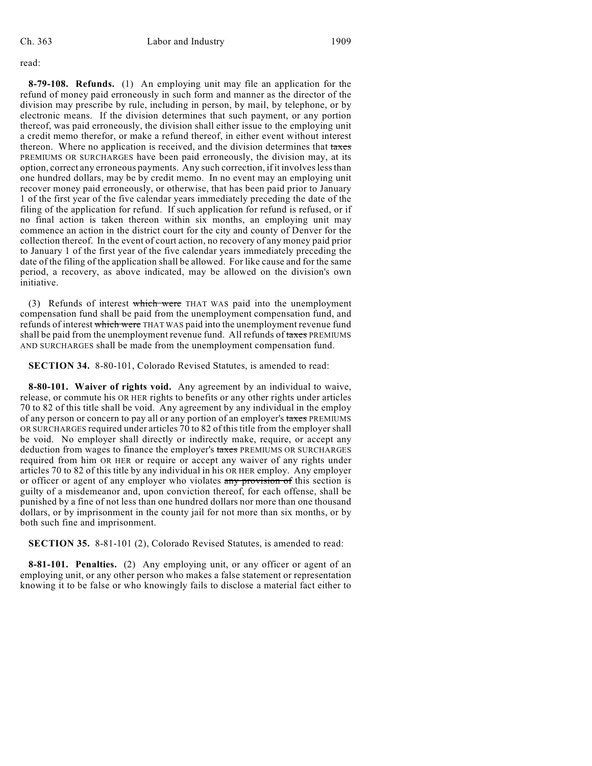read:

**8-79-108. Refunds.** (1) An employing unit may file an application for the refund of money paid erroneously in such form and manner as the director of the division may prescribe by rule, including in person, by mail, by telephone, or by electronic means. If the division determines that such payment, or any portion thereof, was paid erroneously, the division shall either issue to the employing unit a credit memo therefor, or make a refund thereof, in either event without interest thereon. Where no application is received, and the division determines that ~~taxes~~ PREMIUMS OR SURCHARGES have been paid erroneously, the division may, at its option, correct any erroneous payments. Any such correction, if it involves less than one hundred dollars, may be by credit memo. In no event may an employing unit recover money paid erroneously, or otherwise, that has been paid prior to January 1 of the first year of the five calendar years immediately preceding the date of the filing of the application for refund. If such application for refund is refused, or if no final action is taken thereon within six months, an employing unit may commence an action in the district court for the city and county of Denver for the collection thereof. In the event of court action, no recovery of any money paid prior to January 1 of the first year of the five calendar years immediately preceding the date of the filing of the application shall be allowed. For like cause and for the same period, a recovery, as above indicated, may be allowed on the division's own initiative.

(3) Refunds of interest ~~which were~~ THAT WAS paid into the unemployment compensation fund shall be paid from the unemployment compensation fund, and refunds of interest ~~which were~~ THAT WAS paid into the unemployment revenue fund shall be paid from the unemployment revenue fund. All refunds of ~~taxes~~ PREMIUMS AND SURCHARGES shall be made from the unemployment compensation fund.

**SECTION 34.** 8-80-101, Colorado Revised Statutes, is amended to read:

**8-80-101. Waiver of rights void.** Any agreement by an individual to waive, release, or commute his OR HER rights to benefits or any other rights under articles 70 to 82 of this title shall be void. Any agreement by any individual in the employ of any person or concern to pay all or any portion of an employer's ~~taxes~~ PREMIUMS OR SURCHARGES required under articles 70 to 82 of this title from the employer shall be void. No employer shall directly or indirectly make, require, or accept any deduction from wages to finance the employer's ~~taxes~~ PREMIUMS OR SURCHARGES required from him OR HER or require or accept any waiver of any rights under articles 70 to 82 of this title by any individual in his OR HER employ. Any employer or officer or agent of any employer who violates ~~any provision of~~ this section is guilty of a misdemeanor and, upon conviction thereof, for each offense, shall be punished by a fine of not less than one hundred dollars nor more than one thousand dollars, or by imprisonment in the county jail for not more than six months, or by both such fine and imprisonment.

**SECTION 35.** 8-81-101 (2), Colorado Revised Statutes, is amended to read:

**8-81-101. Penalties.** (2) Any employing unit, or any officer or agent of an employing unit, or any other person who makes a false statement or representation knowing it to be false or who knowingly fails to disclose a material fact either to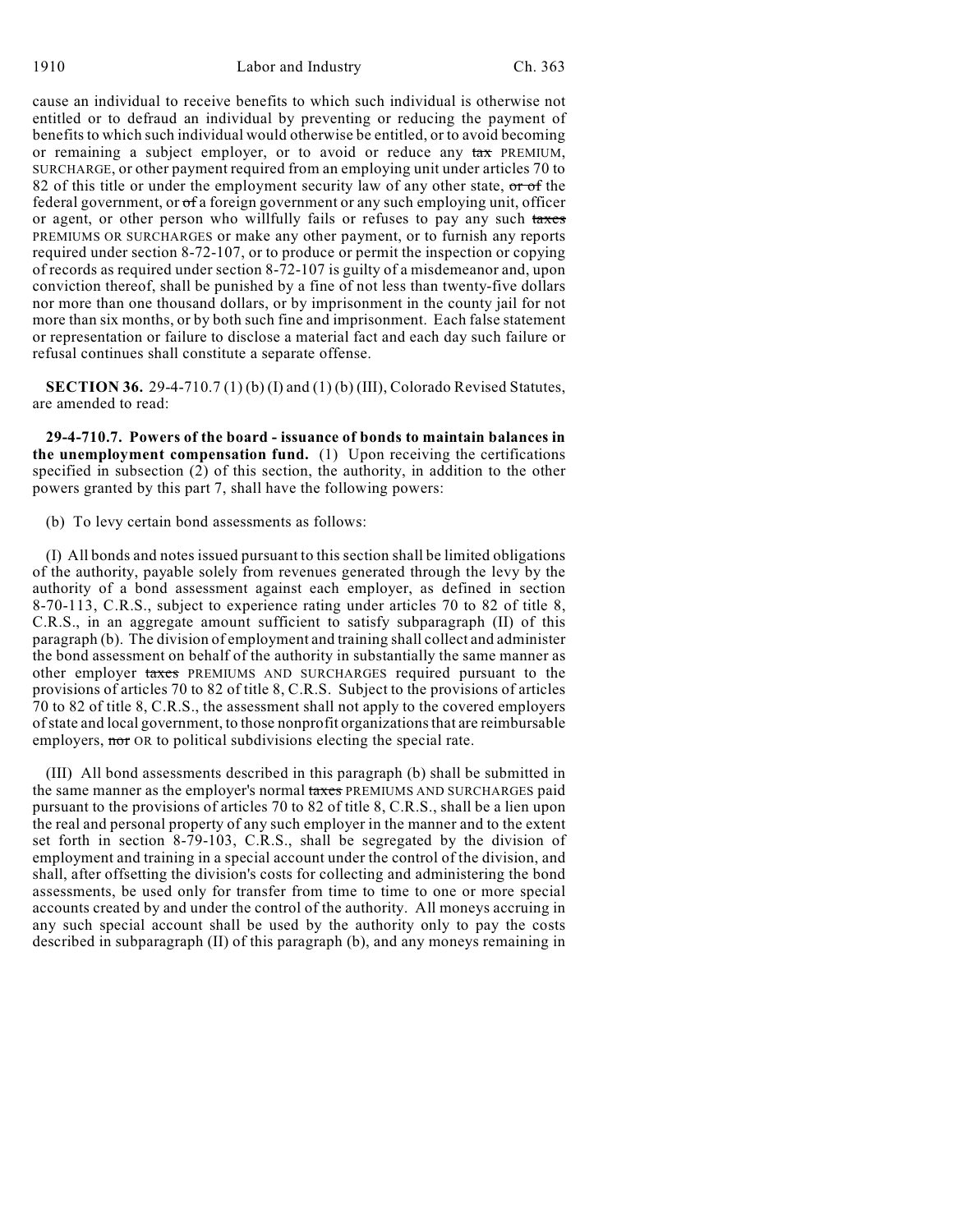cause an individual to receive benefits to which such individual is otherwise not entitled or to defraud an individual by preventing or reducing the payment of benefits to which such individual would otherwise be entitled, or to avoid becoming or remaining a subject employer, or to avoid or reduce any ~~tax~~ PREMIUM, SURCHARGE, or other payment required from an employing unit under articles 70 to 82 of this title or under the employment security law of any other state, ~~or of~~ the federal government, or ~~of~~ a foreign government or any such employing unit, officer or agent, or other person who willfully fails or refuses to pay any such ~~taxes~~ PREMIUMS OR SURCHARGES or make any other payment, or to furnish any reports required under section 8-72-107, or to produce or permit the inspection or copying of records as required under section 8-72-107 is guilty of a misdemeanor and, upon conviction thereof, shall be punished by a fine of not less than twenty-five dollars nor more than one thousand dollars, or by imprisonment in the county jail for not more than six months, or by both such fine and imprisonment. Each false statement or representation or failure to disclose a material fact and each day such failure or refusal continues shall constitute a separate offense.

**SECTION 36.** 29-4-710.7 (1) (b) (I) and (1) (b) (III), Colorado Revised Statutes, are amended to read:

**29-4-710.7. Powers of the board - issuance of bonds to maintain balances in the unemployment compensation fund.** (1) Upon receiving the certifications specified in subsection (2) of this section, the authority, in addition to the other powers granted by this part 7, shall have the following powers:

(b) To levy certain bond assessments as follows:

(I) All bonds and notes issued pursuant to this section shall be limited obligations of the authority, payable solely from revenues generated through the levy by the authority of a bond assessment against each employer, as defined in section 8-70-113, C.R.S., subject to experience rating under articles 70 to 82 of title 8, C.R.S., in an aggregate amount sufficient to satisfy subparagraph (II) of this paragraph (b). The division of employment and training shall collect and administer the bond assessment on behalf of the authority in substantially the same manner as other employer ~~taxes~~ PREMIUMS AND SURCHARGES required pursuant to the provisions of articles 70 to 82 of title 8, C.R.S. Subject to the provisions of articles 70 to 82 of title 8, C.R.S., the assessment shall not apply to the covered employers of state and local government, to those nonprofit organizations that are reimbursable employers, ~~nor~~ OR to political subdivisions electing the special rate.

(III) All bond assessments described in this paragraph (b) shall be submitted in the same manner as the employer's normal ~~taxes~~ PREMIUMS AND SURCHARGES paid pursuant to the provisions of articles 70 to 82 of title 8, C.R.S., shall be a lien upon the real and personal property of any such employer in the manner and to the extent set forth in section 8-79-103, C.R.S., shall be segregated by the division of employment and training in a special account under the control of the division, and shall, after offsetting the division's costs for collecting and administering the bond assessments, be used only for transfer from time to time to one or more special accounts created by and under the control of the authority. All moneys accruing in any such special account shall be used by the authority only to pay the costs described in subparagraph (II) of this paragraph (b), and any moneys remaining in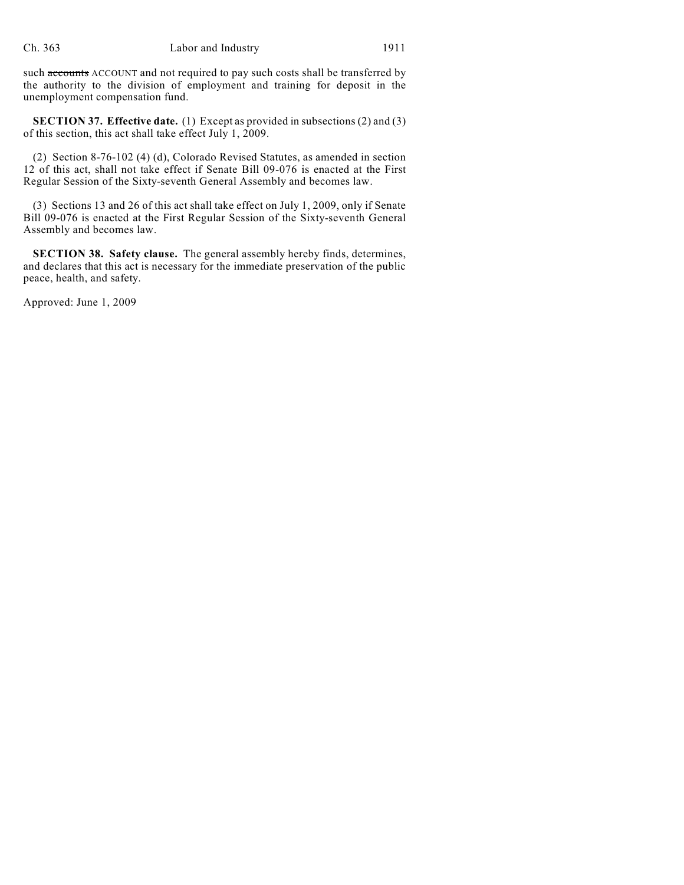such ~~accounts~~ ACCOUNT and not required to pay such costs shall be transferred by the authority to the division of employment and training for deposit in the unemployment compensation fund.

**SECTION 37. Effective date.** (1) Except as provided in subsections (2) and (3) of this section, this act shall take effect July 1, 2009.

(2) Section 8-76-102 (4) (d), Colorado Revised Statutes, as amended in section 12 of this act, shall not take effect if Senate Bill 09-076 is enacted at the First Regular Session of the Sixty-seventh General Assembly and becomes law.

(3) Sections 13 and 26 of this act shall take effect on July 1, 2009, only if Senate Bill 09-076 is enacted at the First Regular Session of the Sixty-seventh General Assembly and becomes law.

**SECTION 38. Safety clause.** The general assembly hereby finds, determines, and declares that this act is necessary for the immediate preservation of the public peace, health, and safety.

Approved: June 1, 2009